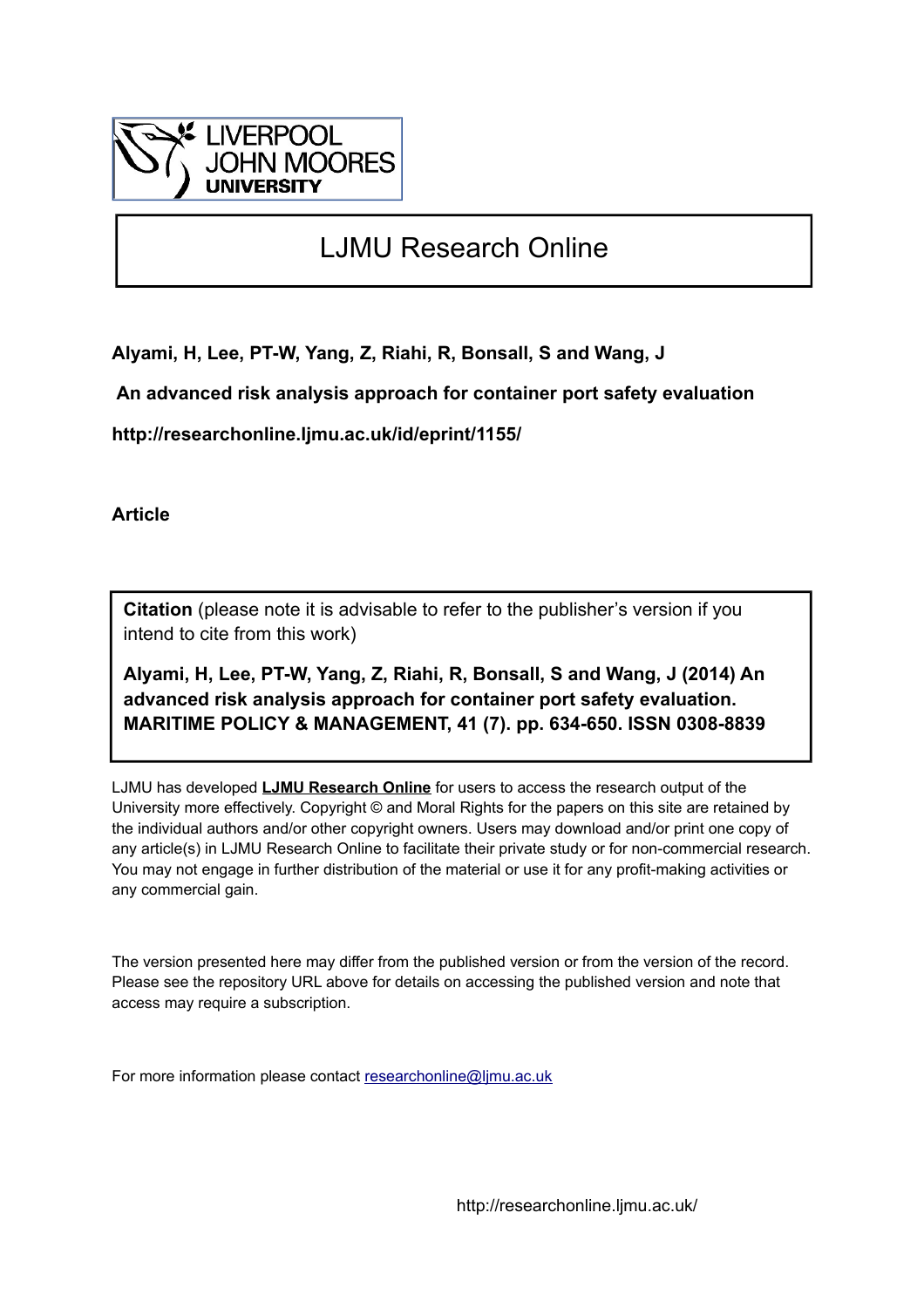LIVERPOOL JOHN MOORES UNIVERSITY

# LJMU Research Online

**Alyami, H, Lee, PT-W, Yang, Z, Riahi, R, Bonsall, S and Wang, J**

**An advanced risk analysis approach for container port safety evaluation**

**http://researchonline.ljmu.ac.uk/id/eprint/1155/**

**Article**

**Citation** (please note it is advisable to refer to the publisher's version if you intend to cite from this work)

**Alyami, H, Lee, PT-W, Yang, Z, Riahi, R, Bonsall, S and Wang, J (2014) An advanced risk analysis approach for container port safety evaluation. MARITIME POLICY & MANAGEMENT, 41 (7). pp. 634-650. ISSN 0308-8839**

LJMU has developed **LJMU Research Online** for users to access the research output of the University more effectively. Copyright © and Moral Rights for the papers on this site are retained by the individual authors and/or other copyright owners. Users may download and/or print one copy of any article(s) in LJMU Research Online to facilitate their private study or for non-commercial research. You may not engage in further distribution of the material or use it for any profit-making activities or any commercial gain.

The version presented here may differ from the published version or from the version of the record. Please see the repository URL above for details on accessing the published version and note that access may require a subscription.

For more information please contact researchonline@ljmu.ac.uk

http://researchonline.ljmu.ac.uk/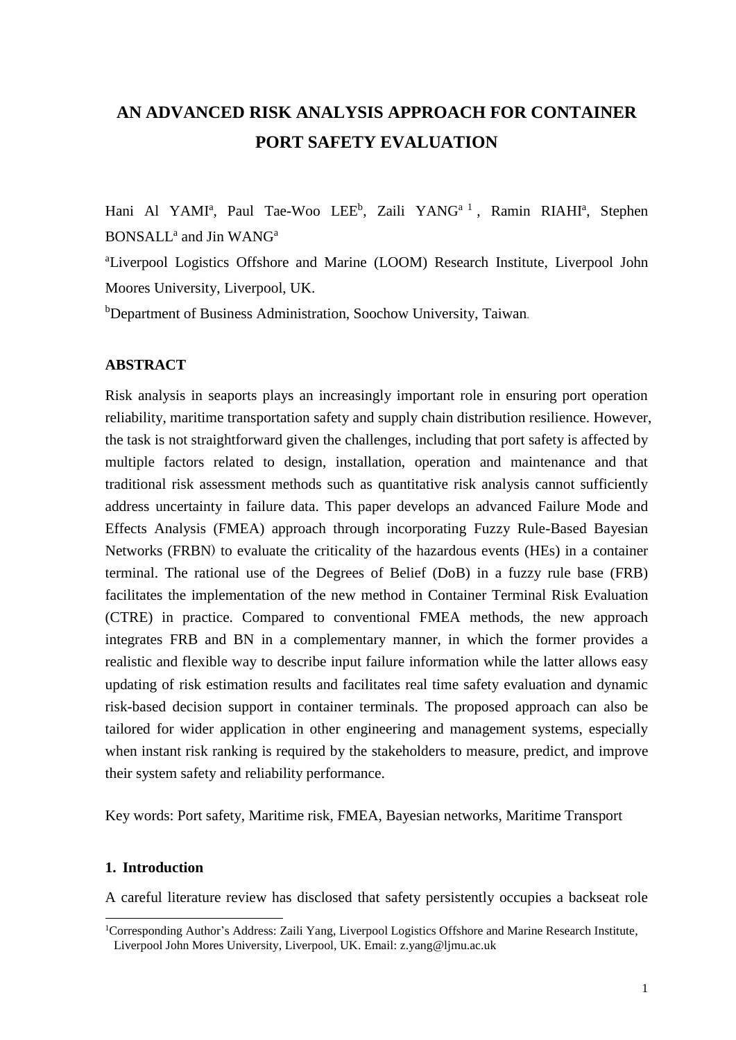# AN ADVANCED RISK ANALYSIS APPROACH FOR CONTAINER PORT SAFETY EVALUATION

Hani Al YAMI[a], Paul Tae-Woo LEE[b], Zaili YANG[a 1], Ramin RIAHI[a], Stephen BONSALL[a] and Jin WANG[a]

[a]Liverpool Logistics Offshore and Marine (LOOM) Research Institute, Liverpool John Moores University, Liverpool, UK.

[b]Department of Business Administration, Soochow University, Taiwan.

## ABSTRACT

Risk analysis in seaports plays an increasingly important role in ensuring port operation reliability, maritime transportation safety and supply chain distribution resilience. However, the task is not straightforward given the challenges, including that port safety is affected by multiple factors related to design, installation, operation and maintenance and that traditional risk assessment methods such as quantitative risk analysis cannot sufficiently address uncertainty in failure data. This paper develops an advanced Failure Mode and Effects Analysis (FMEA) approach through incorporating Fuzzy Rule-Based Bayesian Networks (FRBN) to evaluate the criticality of the hazardous events (HEs) in a container terminal. The rational use of the Degrees of Belief (DoB) in a fuzzy rule base (FRB) facilitates the implementation of the new method in Container Terminal Risk Evaluation (CTRE) in practice. Compared to conventional FMEA methods, the new approach integrates FRB and BN in a complementary manner, in which the former provides a realistic and flexible way to describe input failure information while the latter allows easy updating of risk estimation results and facilitates real time safety evaluation and dynamic risk-based decision support in container terminals. The proposed approach can also be tailored for wider application in other engineering and management systems, especially when instant risk ranking is required by the stakeholders to measure, predict, and improve their system safety and reliability performance.

Key words: Port safety, Maritime risk, FMEA, Bayesian networks, Maritime Transport

## 1. Introduction

A careful literature review has disclosed that safety persistently occupies a backseat role

[1]Corresponding Author's Address: Zaili Yang, Liverpool Logistics Offshore and Marine Research Institute, Liverpool John Mores University, Liverpool, UK. Email: z.yang@ljmu.ac.uk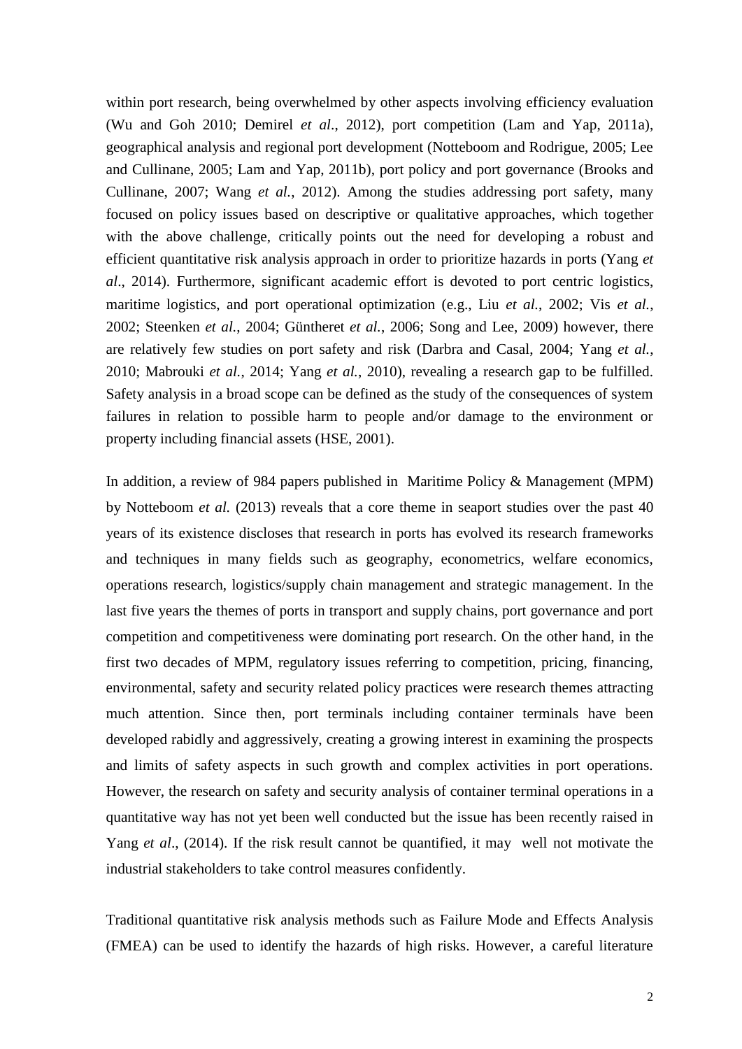within port research, being overwhelmed by other aspects involving efficiency evaluation (Wu and Goh 2010; Demirel *et al*., 2012), port competition (Lam and Yap, 2011a), geographical analysis and regional port development (Notteboom and Rodrigue, 2005; Lee and Cullinane, 2005; Lam and Yap, 2011b), port policy and port governance (Brooks and Cullinane, 2007; Wang *et al.*, 2012). Among the studies addressing port safety, many focused on policy issues based on descriptive or qualitative approaches, which together with the above challenge, critically points out the need for developing a robust and efficient quantitative risk analysis approach in order to prioritize hazards in ports (Yang *et al*., 2014). Furthermore, significant academic effort is devoted to port centric logistics, maritime logistics, and port operational optimization (e.g., Liu *et al.*, 2002; Vis *et al.*, 2002; Steenken *et al.*, 2004; Güntheret *et al.*, 2006; Song and Lee, 2009) however, there are relatively few studies on port safety and risk (Darbra and Casal, 2004; Yang *et al.*, 2010; Mabrouki *et al.*, 2014; Yang *et al.*, 2010), revealing a research gap to be fulfilled. Safety analysis in a broad scope can be defined as the study of the consequences of system failures in relation to possible harm to people and/or damage to the environment or property including financial assets (HSE, 2001).

In addition, a review of 984 papers published in Maritime Policy & Management (MPM) by Notteboom *et al.* (2013) reveals that a core theme in seaport studies over the past 40 years of its existence discloses that research in ports has evolved its research frameworks and techniques in many fields such as geography, econometrics, welfare economics, operations research, logistics/supply chain management and strategic management. In the last five years the themes of ports in transport and supply chains, port governance and port competition and competitiveness were dominating port research. On the other hand, in the first two decades of MPM, regulatory issues referring to competition, pricing, financing, environmental, safety and security related policy practices were research themes attracting much attention. Since then, port terminals including container terminals have been developed rabidly and aggressively, creating a growing interest in examining the prospects and limits of safety aspects in such growth and complex activities in port operations. However, the research on safety and security analysis of container terminal operations in a quantitative way has not yet been well conducted but the issue has been recently raised in Yang *et al*., (2014). If the risk result cannot be quantified, it may well not motivate the industrial stakeholders to take control measures confidently.

Traditional quantitative risk analysis methods such as Failure Mode and Effects Analysis (FMEA) can be used to identify the hazards of high risks. However, a careful literature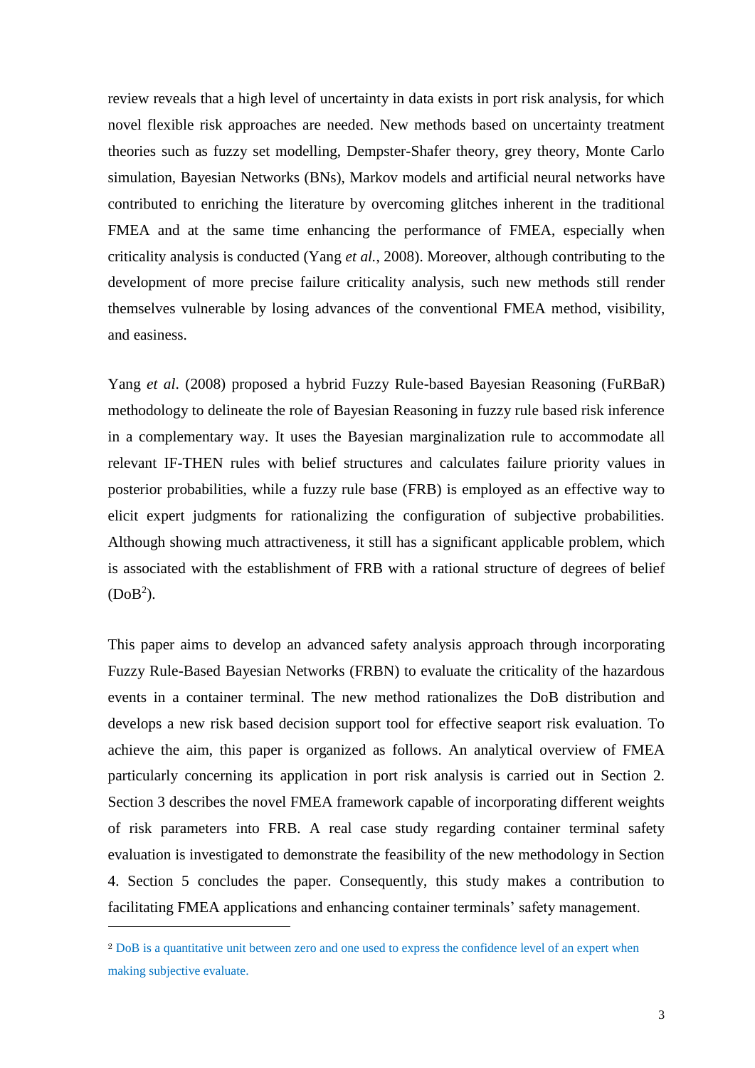review reveals that a high level of uncertainty in data exists in port risk analysis, for which novel flexible risk approaches are needed. New methods based on uncertainty treatment theories such as fuzzy set modelling, Dempster-Shafer theory, grey theory, Monte Carlo simulation, Bayesian Networks (BNs), Markov models and artificial neural networks have contributed to enriching the literature by overcoming glitches inherent in the traditional FMEA and at the same time enhancing the performance of FMEA, especially when criticality analysis is conducted (Yang *et al.*, 2008). Moreover, although contributing to the development of more precise failure criticality analysis, such new methods still render themselves vulnerable by losing advances of the conventional FMEA method, visibility, and easiness.

Yang *et al*. (2008) proposed a hybrid Fuzzy Rule-based Bayesian Reasoning (FuRBaR) methodology to delineate the role of Bayesian Reasoning in fuzzy rule based risk inference in a complementary way. It uses the Bayesian marginalization rule to accommodate all relevant IF-THEN rules with belief structures and calculates failure priority values in posterior probabilities, while a fuzzy rule base (FRB) is employed as an effective way to elicit expert judgments for rationalizing the configuration of subjective probabilities. Although showing much attractiveness, it still has a significant applicable problem, which is associated with the establishment of FRB with a rational structure of degrees of belief (DoB[2]).

This paper aims to develop an advanced safety analysis approach through incorporating Fuzzy Rule-Based Bayesian Networks (FRBN) to evaluate the criticality of the hazardous events in a container terminal. The new method rationalizes the DoB distribution and develops a new risk based decision support tool for effective seaport risk evaluation. To achieve the aim, this paper is organized as follows. An analytical overview of FMEA particularly concerning its application in port risk analysis is carried out in Section 2. Section 3 describes the novel FMEA framework capable of incorporating different weights of risk parameters into FRB. A real case study regarding container terminal safety evaluation is investigated to demonstrate the feasibility of the new methodology in Section 4. Section 5 concludes the paper. Consequently, this study makes a contribution to facilitating FMEA applications and enhancing container terminals' safety management.

[2] DoB is a quantitative unit between zero and one used to express the confidence level of an expert when making subjective evaluate.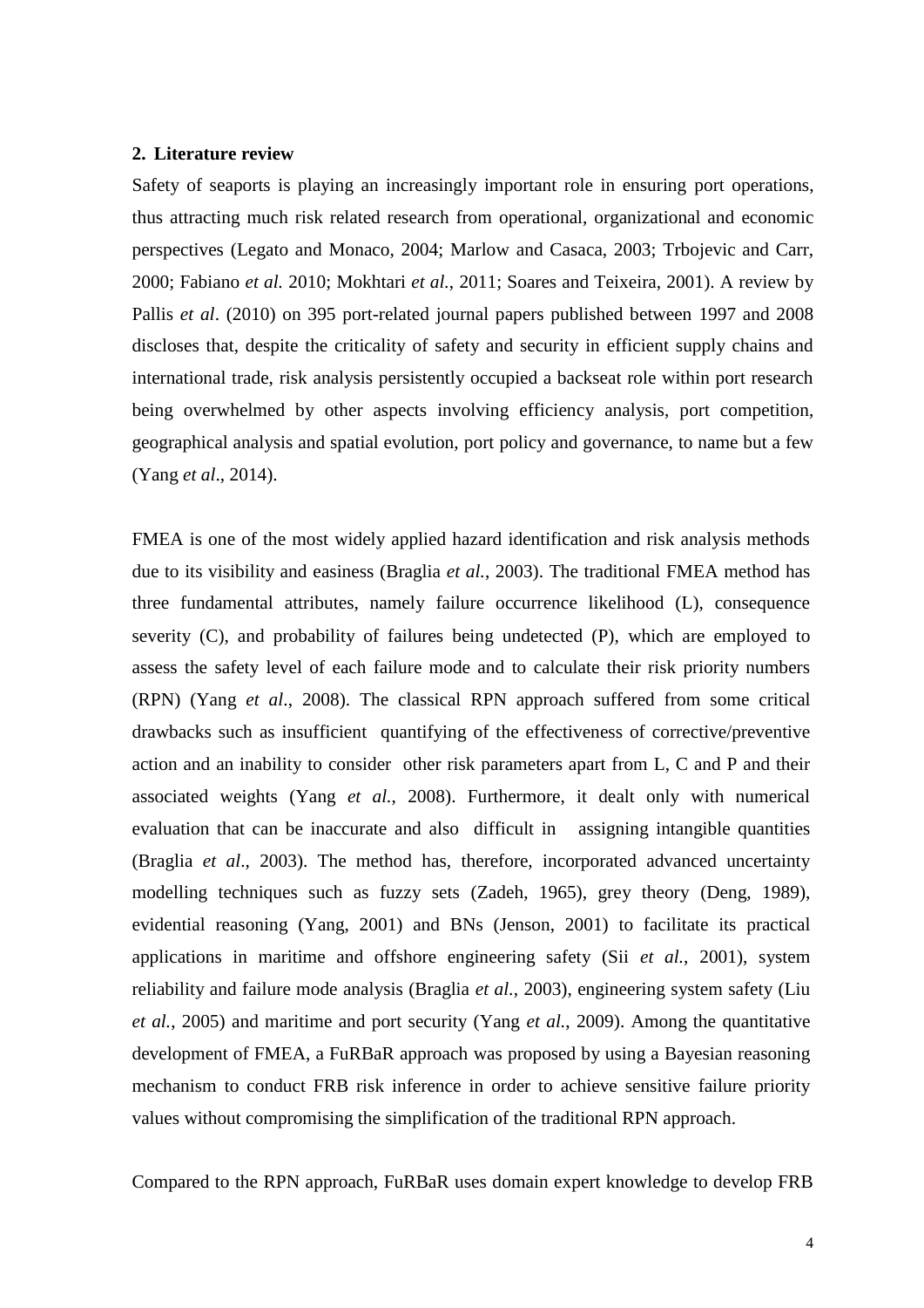## 2. Literature review

Safety of seaports is playing an increasingly important role in ensuring port operations, thus attracting much risk related research from operational, organizational and economic perspectives (Legato and Monaco, 2004; Marlow and Casaca, 2003; Trbojevic and Carr, 2000; Fabiano *et al.* 2010; Mokhtari *et al.*, 2011; Soares and Teixeira, 2001). A review by Pallis *et al*. (2010) on 395 port-related journal papers published between 1997 and 2008 discloses that, despite the criticality of safety and security in efficient supply chains and international trade, risk analysis persistently occupied a backseat role within port research being overwhelmed by other aspects involving efficiency analysis, port competition, geographical analysis and spatial evolution, port policy and governance, to name but a few (Yang *et al*., 2014).

FMEA is one of the most widely applied hazard identification and risk analysis methods due to its visibility and easiness (Braglia *et al.*, 2003). The traditional FMEA method has three fundamental attributes, namely failure occurrence likelihood (L), consequence severity (C), and probability of failures being undetected (P), which are employed to assess the safety level of each failure mode and to calculate their risk priority numbers (RPN) (Yang *et al*., 2008). The classical RPN approach suffered from some critical drawbacks such as insufficient quantifying of the effectiveness of corrective/preventive action and an inability to consider other risk parameters apart from L, C and P and their associated weights (Yang *et al.*, 2008). Furthermore, it dealt only with numerical evaluation that can be inaccurate and also difficult in assigning intangible quantities (Braglia *et al*., 2003). The method has, therefore, incorporated advanced uncertainty modelling techniques such as fuzzy sets (Zadeh, 1965), grey theory (Deng, 1989), evidential reasoning (Yang, 2001) and BNs (Jenson, 2001) to facilitate its practical applications in maritime and offshore engineering safety (Sii *et al.*, 2001), system reliability and failure mode analysis (Braglia *et al*., 2003), engineering system safety (Liu *et al.*, 2005) and maritime and port security (Yang *et al.*, 2009). Among the quantitative development of FMEA, a FuRBaR approach was proposed by using a Bayesian reasoning mechanism to conduct FRB risk inference in order to achieve sensitive failure priority values without compromising the simplification of the traditional RPN approach.

Compared to the RPN approach, FuRBaR uses domain expert knowledge to develop FRB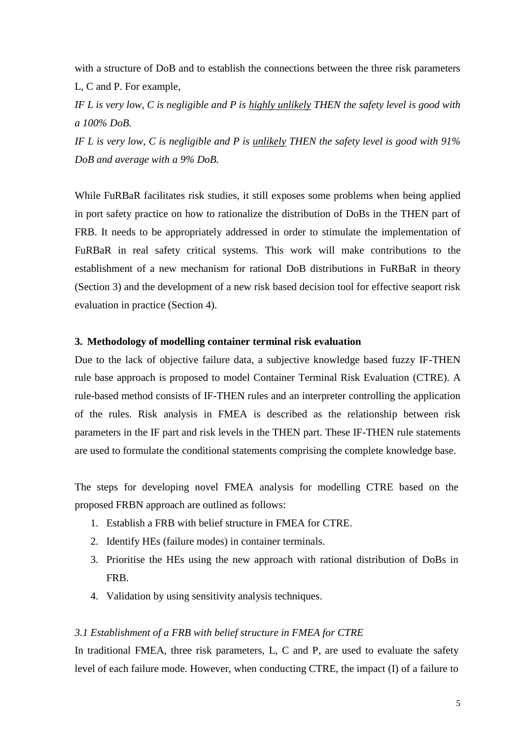with a structure of DoB and to establish the connections between the three risk parameters L, C and P. For example,

*IF L is very low, C is negligible and P is <u>highly unlikely</u> THEN the safety level is good with a 100% DoB.*

*IF L is very low, C is negligible and P is <u>unlikely</u> THEN the safety level is good with 91% DoB and average with a 9% DoB.*

While FuRBaR facilitates risk studies, it still exposes some problems when being applied in port safety practice on how to rationalize the distribution of DoBs in the THEN part of FRB. It needs to be appropriately addressed in order to stimulate the implementation of FuRBaR in real safety critical systems. This work will make contributions to the establishment of a new mechanism for rational DoB distributions in FuRBaR in theory (Section 3) and the development of a new risk based decision tool for effective seaport risk evaluation in practice (Section 4).

## 3. Methodology of modelling container terminal risk evaluation

Due to the lack of objective failure data, a subjective knowledge based fuzzy IF-THEN rule base approach is proposed to model Container Terminal Risk Evaluation (CTRE). A rule-based method consists of IF-THEN rules and an interpreter controlling the application of the rules. Risk analysis in FMEA is described as the relationship between risk parameters in the IF part and risk levels in the THEN part. These IF-THEN rule statements are used to formulate the conditional statements comprising the complete knowledge base.

The steps for developing novel FMEA analysis for modelling CTRE based on the proposed FRBN approach are outlined as follows:

1. Establish a FRB with belief structure in FMEA for CTRE.
2. Identify HEs (failure modes) in container terminals.
3. Prioritise the HEs using the new approach with rational distribution of DoBs in FRB.
4. Validation by using sensitivity analysis techniques.

### *3.1 Establishment of a FRB with belief structure in FMEA for CTRE*

In traditional FMEA, three risk parameters, L, C and P, are used to evaluate the safety level of each failure mode. However, when conducting CTRE, the impact (I) of a failure to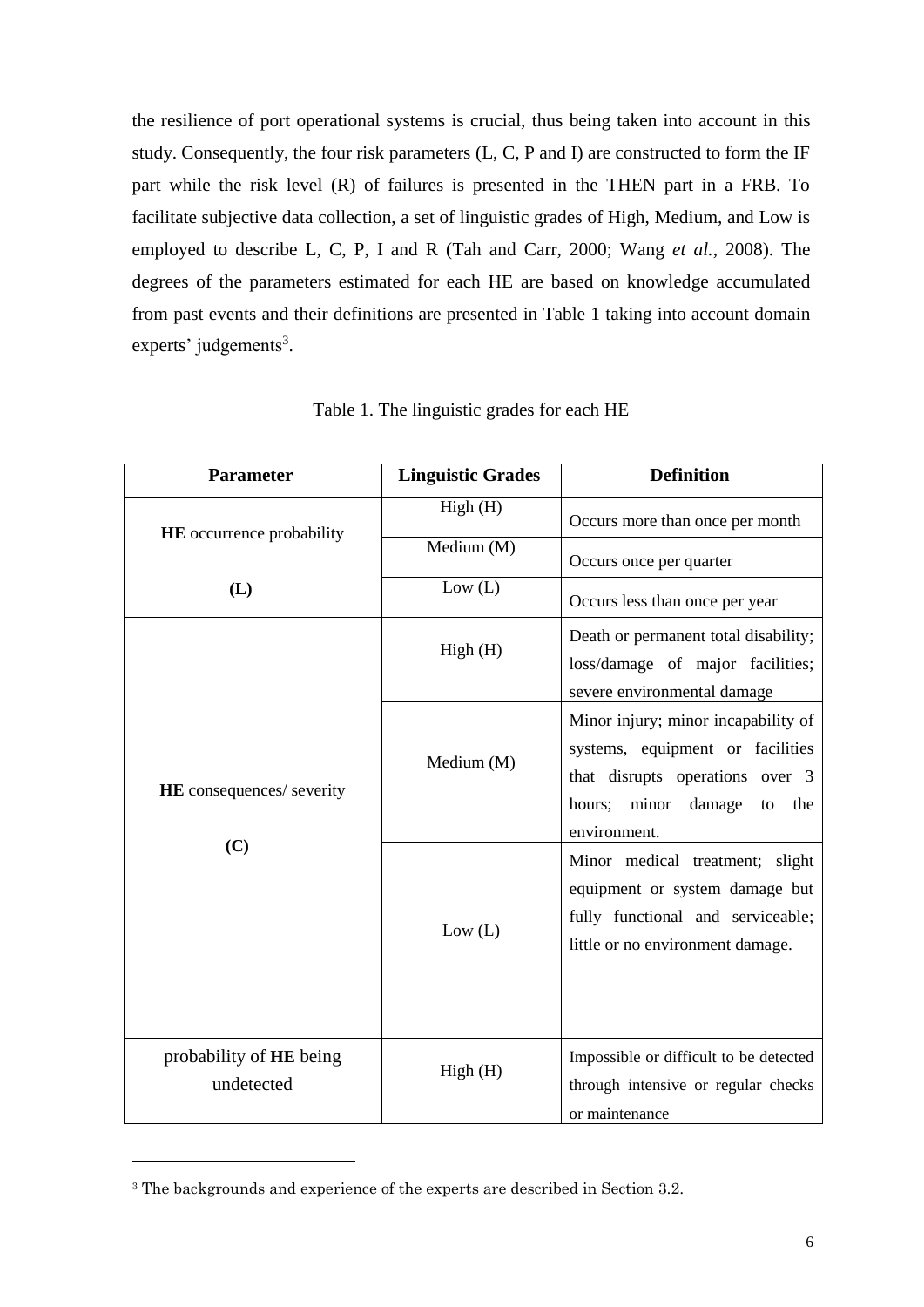the resilience of port operational systems is crucial, thus being taken into account in this study. Consequently, the four risk parameters (L, C, P and I) are constructed to form the IF part while the risk level (R) of failures is presented in the THEN part in a FRB. To facilitate subjective data collection, a set of linguistic grades of High, Medium, and Low is employed to describe L, C, P, I and R (Tah and Carr, 2000; Wang *et al.*, 2008). The degrees of the parameters estimated for each HE are based on knowledge accumulated from past events and their definitions are presented in Table 1 taking into account domain experts' judgements[3].

Table 1. The linguistic grades for each HE

| Parameter | Linguistic Grades | Definition |
| --- | --- | --- |
| **HE** occurrence probability **(L)** | High (H) | Occurs more than once per month |
| | Medium (M) | Occurs once per quarter |
| | Low (L) | Occurs less than once per year |
| **HE** consequences/ severity **(C)** | High (H) | Death or permanent total disability; loss/damage of major facilities; severe environmental damage |
| | Medium (M) | Minor injury; minor incapability of systems, equipment or facilities that disrupts operations over 3 hours; minor damage to the environment. |
| | Low (L) | Minor medical treatment; slight equipment or system damage but fully functional and serviceable; little or no environment damage. |
| probability of **HE** being undetected | High (H) | Impossible or difficult to be detected through intensive or regular checks or maintenance |

[3] The backgrounds and experience of the experts are described in Section 3.2.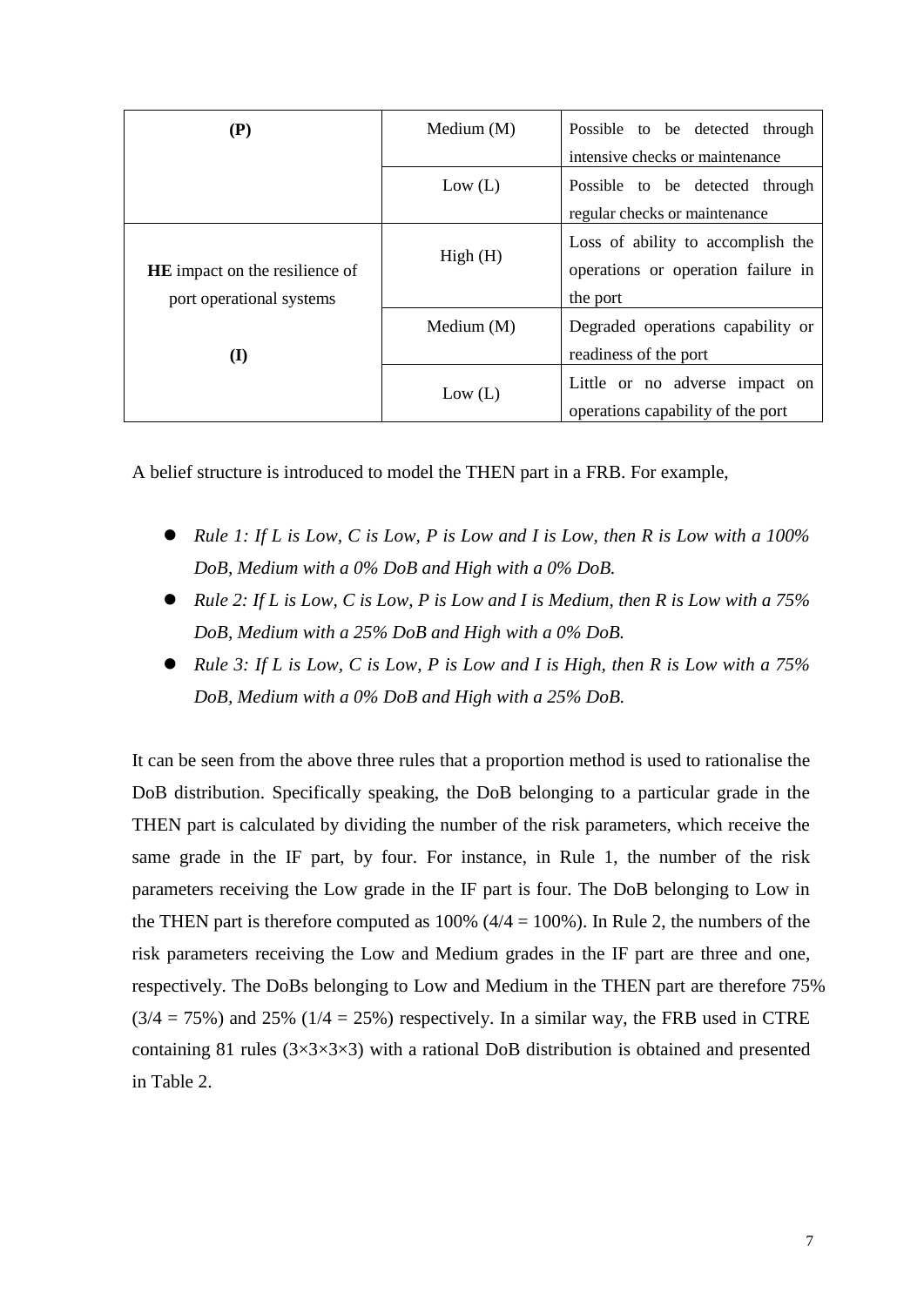| (P) | Medium (M) | Possible to be detected through intensive checks or maintenance |
|---|---|---|
| | Low (L) | Possible to be detected through regular checks or maintenance |
| **HE** impact on the resilience of port operational systems (I) | High (H) | Loss of ability to accomplish the operations or operation failure in the port |
| | Medium (M) | Degraded operations capability or readiness of the port |
| | Low (L) | Little or no adverse impact on operations capability of the port |

A belief structure is introduced to model the THEN part in a FRB. For example,

- *Rule 1: If L is Low, C is Low, P is Low and I is Low, then R is Low with a 100% DoB, Medium with a 0% DoB and High with a 0% DoB.*
- *Rule 2: If L is Low, C is Low, P is Low and I is Medium, then R is Low with a 75% DoB, Medium with a 25% DoB and High with a 0% DoB.*
- *Rule 3: If L is Low, C is Low, P is Low and I is High, then R is Low with a 75% DoB, Medium with a 0% DoB and High with a 25% DoB.*

It can be seen from the above three rules that a proportion method is used to rationalise the DoB distribution. Specifically speaking, the DoB belonging to a particular grade in the THEN part is calculated by dividing the number of the risk parameters, which receive the same grade in the IF part, by four. For instance, in Rule 1, the number of the risk parameters receiving the Low grade in the IF part is four. The DoB belonging to Low in the THEN part is therefore computed as 100% (4/4 = 100%). In Rule 2, the numbers of the risk parameters receiving the Low and Medium grades in the IF part are three and one, respectively. The DoBs belonging to Low and Medium in the THEN part are therefore 75% (3/4 = 75%) and 25% (1/4 = 25%) respectively. In a similar way, the FRB used in CTRE containing 81 rules ($3\times3\times3\times3$) with a rational DoB distribution is obtained and presented in Table 2.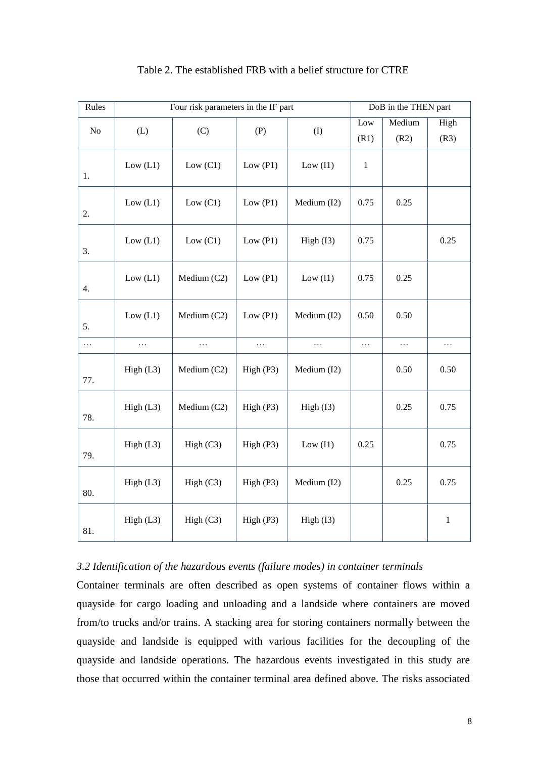Table 2. The established FRB with a belief structure for CTRE

| Rules | Four risk parameters in the IF part | | | | DoB in the THEN part | | |
|---|---|---|---|---|---|---|---|
| No | (L) | (C) | (P) | (I) | Low (R1) | Medium (R2) | High (R3) |
| 1. | Low (L1) | Low (C1) | Low (P1) | Low (I1) | 1 | | |
| 2. | Low (L1) | Low (C1) | Low (P1) | Medium (I2) | 0.75 | 0.25 | |
| 3. | Low (L1) | Low (C1) | Low (P1) | High (I3) | 0.75 | | 0.25 |
| 4. | Low (L1) | Medium (C2) | Low (P1) | Low (I1) | 0.75 | 0.25 | |
| 5. | Low (L1) | Medium (C2) | Low (P1) | Medium (I2) | 0.50 | 0.50 | |
| … | … | … | … | … | … | … | … |
| 77. | High (L3) | Medium (C2) | High (P3) | Medium (I2) | | 0.50 | 0.50 |
| 78. | High (L3) | Medium (C2) | High (P3) | High (I3) | | 0.25 | 0.75 |
| 79. | High (L3) | High (C3) | High (P3) | Low (I1) | 0.25 | | 0.75 |
| 80. | High (L3) | High (C3) | High (P3) | Medium (I2) | | 0.25 | 0.75 |
| 81. | High (L3) | High (C3) | High (P3) | High (I3) | | | 1 |

### *3.2 Identification of the hazardous events (failure modes) in container terminals*

Container terminals are often described as open systems of container flows within a quayside for cargo loading and unloading and a landside where containers are moved from/to trucks and/or trains. A stacking area for storing containers normally between the quayside and landside is equipped with various facilities for the decoupling of the quayside and landside operations. The hazardous events investigated in this study are those that occurred within the container terminal area defined above. The risks associated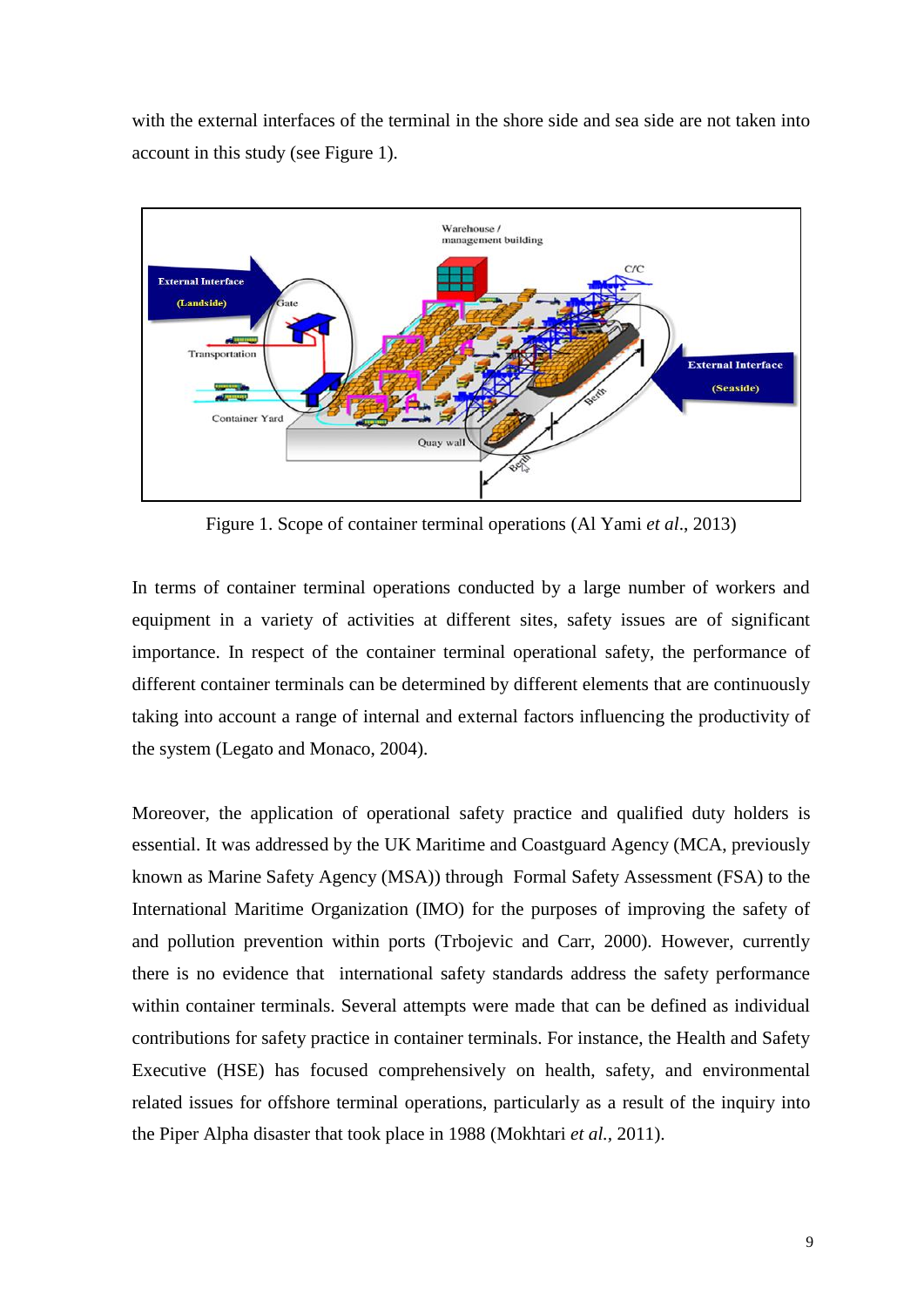with the external interfaces of the terminal in the shore side and sea side are not taken into account in this study (see Figure 1).

Figure 1. Scope of container terminal operations (Al Yami *et al*., 2013)

In terms of container terminal operations conducted by a large number of workers and equipment in a variety of activities at different sites, safety issues are of significant importance. In respect of the container terminal operational safety, the performance of different container terminals can be determined by different elements that are continuously taking into account a range of internal and external factors influencing the productivity of the system (Legato and Monaco, 2004).

Moreover, the application of operational safety practice and qualified duty holders is essential. It was addressed by the UK Maritime and Coastguard Agency (MCA, previously known as Marine Safety Agency (MSA)) through Formal Safety Assessment (FSA) to the International Maritime Organization (IMO) for the purposes of improving the safety of and pollution prevention within ports (Trbojevic and Carr, 2000). However, currently there is no evidence that international safety standards address the safety performance within container terminals. Several attempts were made that can be defined as individual contributions for safety practice in container terminals. For instance, the Health and Safety Executive (HSE) has focused comprehensively on health, safety, and environmental related issues for offshore terminal operations, particularly as a result of the inquiry into the Piper Alpha disaster that took place in 1988 (Mokhtari *et al.*, 2011).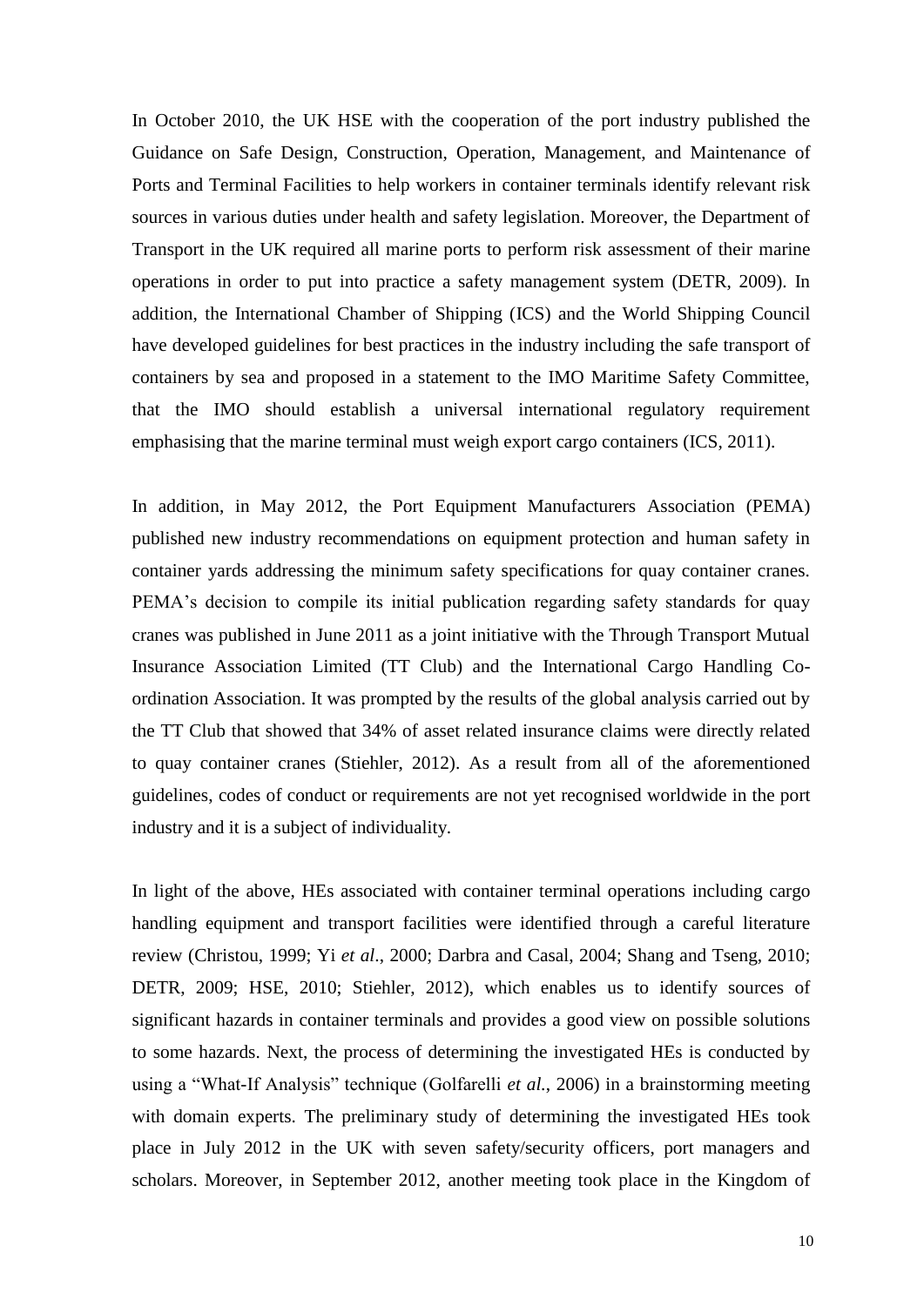In October 2010, the UK HSE with the cooperation of the port industry published the Guidance on Safe Design, Construction, Operation, Management, and Maintenance of Ports and Terminal Facilities to help workers in container terminals identify relevant risk sources in various duties under health and safety legislation. Moreover, the Department of Transport in the UK required all marine ports to perform risk assessment of their marine operations in order to put into practice a safety management system (DETR, 2009). In addition, the International Chamber of Shipping (ICS) and the World Shipping Council have developed guidelines for best practices in the industry including the safe transport of containers by sea and proposed in a statement to the IMO Maritime Safety Committee, that the IMO should establish a universal international regulatory requirement emphasising that the marine terminal must weigh export cargo containers (ICS, 2011).

In addition, in May 2012, the Port Equipment Manufacturers Association (PEMA) published new industry recommendations on equipment protection and human safety in container yards addressing the minimum safety specifications for quay container cranes. PEMA's decision to compile its initial publication regarding safety standards for quay cranes was published in June 2011 as a joint initiative with the Through Transport Mutual Insurance Association Limited (TT Club) and the International Cargo Handling Co-ordination Association. It was prompted by the results of the global analysis carried out by the TT Club that showed that 34% of asset related insurance claims were directly related to quay container cranes (Stiehler, 2012). As a result from all of the aforementioned guidelines, codes of conduct or requirements are not yet recognised worldwide in the port industry and it is a subject of individuality.

In light of the above, HEs associated with container terminal operations including cargo handling equipment and transport facilities were identified through a careful literature review (Christou, 1999; Yi *et al*., 2000; Darbra and Casal, 2004; Shang and Tseng, 2010; DETR, 2009; HSE, 2010; Stiehler, 2012), which enables us to identify sources of significant hazards in container terminals and provides a good view on possible solutions to some hazards. Next, the process of determining the investigated HEs is conducted by using a "What-If Analysis" technique (Golfarelli *et al.*, 2006) in a brainstorming meeting with domain experts. The preliminary study of determining the investigated HEs took place in July 2012 in the UK with seven safety/security officers, port managers and scholars. Moreover, in September 2012, another meeting took place in the Kingdom of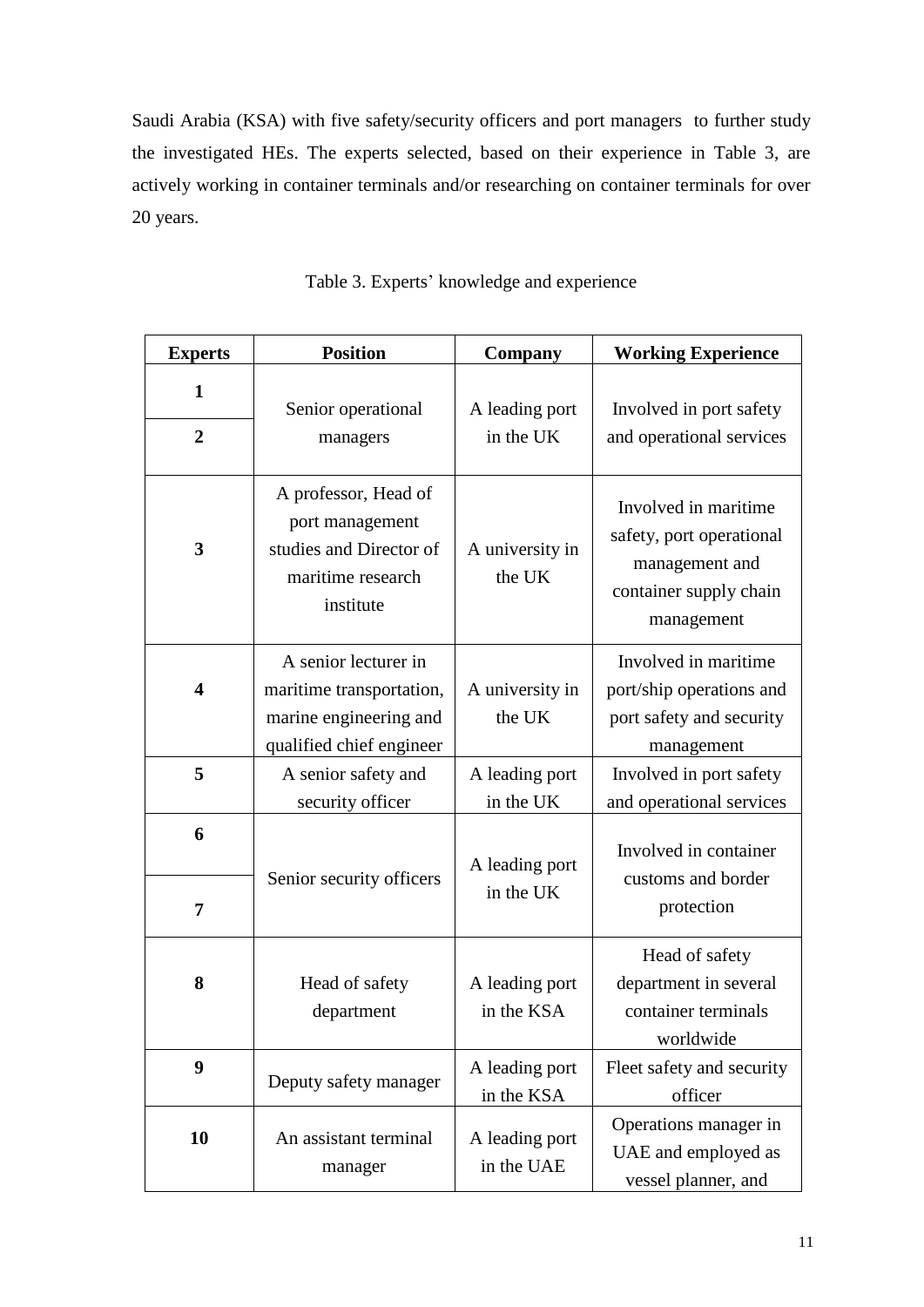Saudi Arabia (KSA) with five safety/security officers and port managers to further study the investigated HEs. The experts selected, based on their experience in Table 3, are actively working in container terminals and/or researching on container terminals for over 20 years.

Table 3. Experts' knowledge and experience

| Experts | Position | Company | Working Experience |
|---|---|---|---|
| 1 | Senior operational managers | A leading port in the UK | Involved in port safety and operational services |
| 2 | | | |
| 3 | A professor, Head of port management studies and Director of maritime research institute | A university in the UK | Involved in maritime safety, port operational management and container supply chain management |
| 4 | A senior lecturer in maritime transportation, marine engineering and qualified chief engineer | A university in the UK | Involved in maritime port/ship operations and port safety and security management |
| 5 | A senior safety and security officer | A leading port in the UK | Involved in port safety and operational services |
| 6 | Senior security officers | A leading port in the UK | Involved in container customs and border protection |
| 7 | | | |
| 8 | Head of safety department | A leading port in the KSA | Head of safety department in several container terminals worldwide |
| 9 | Deputy safety manager | A leading port in the KSA | Fleet safety and security officer |
| 10 | An assistant terminal manager | A leading port in the UAE | Operations manager in UAE and employed as vessel planner, and |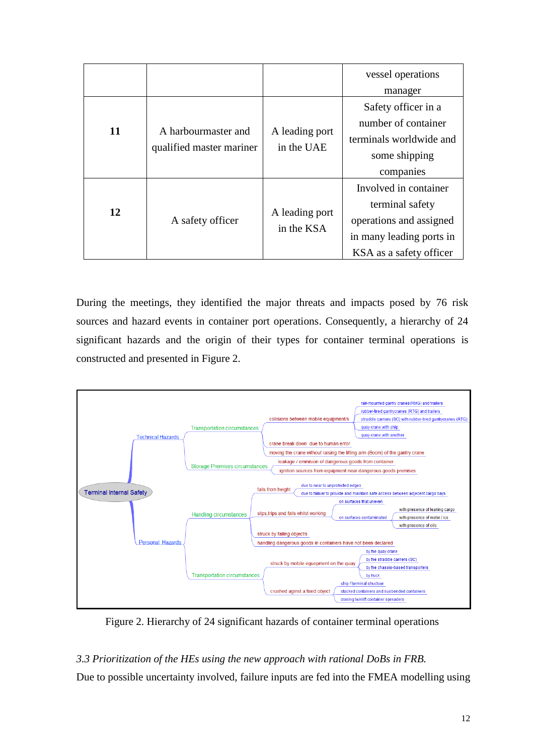| | | | vessel operations manager |
|---|---|---|---|
| **11** | A harbourmaster and qualified master mariner | A leading port in the UAE | Safety officer in a number of container terminals worldwide and some shipping companies |
| **12** | A safety officer | A leading port in the KSA | Involved in container terminal safety operations and assigned in many leading ports in KSA as a safety officer |

During the meetings, they identified the major threats and impacts posed by 76 risk sources and hazard events in container port operations. Consequently, a hierarchy of 24 significant hazards and the origin of their types for container terminal operations is constructed and presented in Figure 2.

- Terminal Internal Safety
  - Technical Hazards
    - Transportation circumstances
      - collisions between mobile equipment/s
        - rail-mounted gantry cranes (RMG) and trailers
        - rubber-tired gantrycranes (RTG) and trailers
        - straddle carriers (SC) with rubber-tired gantrycranes (RTG)
        - quay crane with ship
        - quay crane with another
      - crane break down due to human error
      - moving the crane without raising the lifting arm (Boom) of the gantry crane
    - Storage Premises circumstances
      - leakage / emmision of dangerous goods from container
      - ignition sources from equipment near dangerous goods premises
  - Personal Hazards
    - Handling circumstances
      - falls from height
        - due to near to unprotected edges
        - due to failuer to provide and maintain safe access between adjecent cargo bays
      - slips,trips and falls whilst working
        - on surfaces that uneven
        - on surfaces contaminated
          - with presence of leaking cargo
          - with presence of water / ice
          - with presence of oils
      - struck by falling object/s
      - handling dangerous goods in containers have not been declared
    - Transportation circumstances
      - struck by mobile equepment on the quay
        - by the quay crane
        - by the straddle carriers (SC)
        - by the chassis-based transporters
        - by truck
      - crushed aginst a fixed object
        - ship / terminal strucluer
        - stacked containers and susbended containers
        - closing twinlift container spreaders

Figure 2. Hierarchy of 24 significant hazards of container terminal operations

*3.3 Prioritization of the HEs using the new approach with rational DoBs in FRB.*

Due to possible uncertainty involved, failure inputs are fed into the FMEA modelling using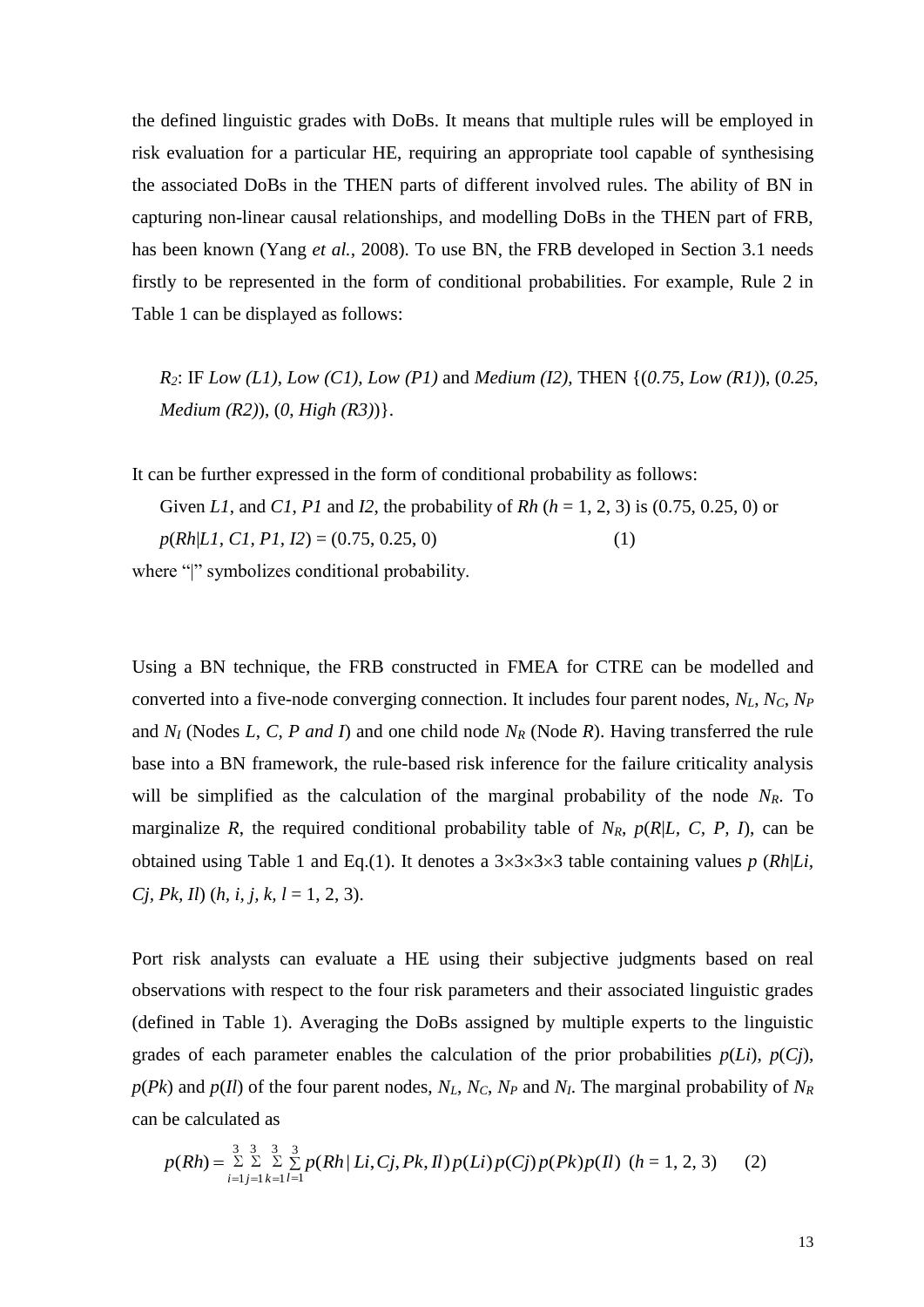the defined linguistic grades with DoBs. It means that multiple rules will be employed in risk evaluation for a particular HE, requiring an appropriate tool capable of synthesising the associated DoBs in the THEN parts of different involved rules. The ability of BN in capturing non-linear causal relationships, and modelling DoBs in the THEN part of FRB, has been known (Yang *et al.*, 2008). To use BN, the FRB developed in Section 3.1 needs firstly to be represented in the form of conditional probabilities. For example, Rule 2 in Table 1 can be displayed as follows:

> $R_2$: IF *Low (L1)*, *Low (C1)*, *Low (P1)* and *Medium (I2)*, THEN {(*0.75*, *Low (R1)*), (*0.25*, *Medium (R2)*), (*0*, *High (R3)*)}.

It can be further expressed in the form of conditional probability as follows:

Given *L1*, and *C1*, *P1* and *I2*, the probability of *Rh* ($h$ = 1, 2, 3) is (0.75, 0.25, 0) or

$$p(Rh|L1, C1, P1, I2) = (0.75, 0.25, 0) \quad (1)$$

where "|" symbolizes conditional probability.

Using a BN technique, the FRB constructed in FMEA for CTRE can be modelled and converted into a five-node converging connection. It includes four parent nodes, $N_L$, $N_C$, $N_P$ and $N_I$ (Nodes *L*, *C*, *P and I*) and one child node $N_R$ (Node *R*). Having transferred the rule base into a BN framework, the rule-based risk inference for the failure criticality analysis will be simplified as the calculation of the marginal probability of the node $N_R$. To marginalize *R*, the required conditional probability table of $N_R$, $p(R|L, C, P, I)$, can be obtained using Table 1 and Eq.(1). It denotes a 3×3×3×3 table containing values $p(Rh|Li, Cj, Pk, Il)$ ($h, i, j, k, l$ = 1, 2, 3).

Port risk analysts can evaluate a HE using their subjective judgments based on real observations with respect to the four risk parameters and their associated linguistic grades (defined in Table 1). Averaging the DoBs assigned by multiple experts to the linguistic grades of each parameter enables the calculation of the prior probabilities $p(Li)$, $p(Cj)$, $p(Pk)$ and $p(Il)$ of the four parent nodes, $N_L$, $N_C$, $N_P$ and $N_I$. The marginal probability of $N_R$ can be calculated as

$$p(Rh) = \sum_{i=1}^{3}\sum_{j=1}^{3}\sum_{k=1}^{3}\sum_{l=1}^{3} p(Rh \mid Li, Cj, Pk, Il)\, p(Li)\, p(Cj)\, p(Pk)\, p(Il) \quad (h = 1, 2, 3) \quad (2)$$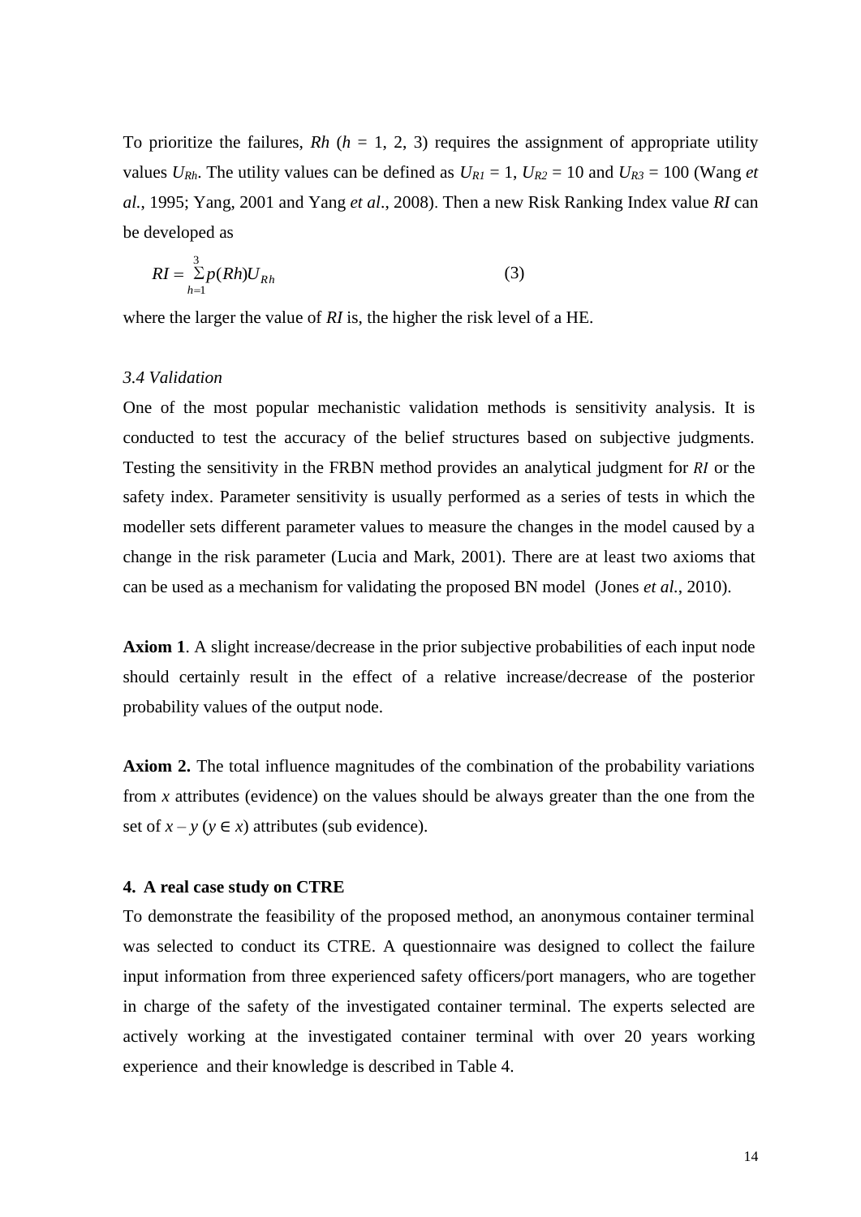To prioritize the failures, $Rh$ ($h$ = 1, 2, 3) requires the assignment of appropriate utility values $U_{Rh}$. The utility values can be defined as $U_{R1} = 1$, $U_{R2} = 10$ and $U_{R3} = 100$ (Wang *et al*., 1995; Yang, 2001 and Yang *et al*., 2008). Then a new Risk Ranking Index value $RI$ can be developed as

$$RI = \sum_{h=1}^{3} p(Rh) U_{Rh} \tag{3}$$

where the larger the value of $RI$ is, the higher the risk level of a HE.

### *3.4 Validation*

One of the most popular mechanistic validation methods is sensitivity analysis. It is conducted to test the accuracy of the belief structures based on subjective judgments. Testing the sensitivity in the FRBN method provides an analytical judgment for $RI$ or the safety index. Parameter sensitivity is usually performed as a series of tests in which the modeller sets different parameter values to measure the changes in the model caused by a change in the risk parameter (Lucia and Mark, 2001). There are at least two axioms that can be used as a mechanism for validating the proposed BN model (Jones *et al.*, 2010).

**Axiom 1**. A slight increase/decrease in the prior subjective probabilities of each input node should certainly result in the effect of a relative increase/decrease of the posterior probability values of the output node.

**Axiom 2.** The total influence magnitudes of the combination of the probability variations from $x$ attributes (evidence) on the values should be always greater than the one from the set of $x - y$ ($y \in x$) attributes (sub evidence).

## 4. A real case study on CTRE

To demonstrate the feasibility of the proposed method, an anonymous container terminal was selected to conduct its CTRE. A questionnaire was designed to collect the failure input information from three experienced safety officers/port managers, who are together in charge of the safety of the investigated container terminal. The experts selected are actively working at the investigated container terminal with over 20 years working experience and their knowledge is described in Table 4.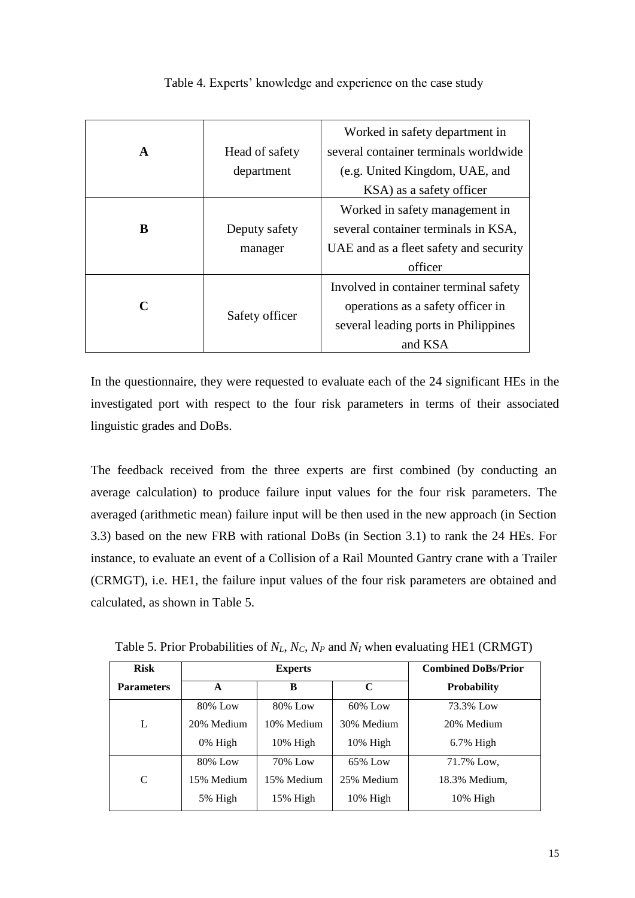Table 4. Experts' knowledge and experience on the case study

| | | |
|---|---|---|
| **A** | Head of safety department | Worked in safety department in several container terminals worldwide (e.g. United Kingdom, UAE, and KSA) as a safety officer |
| **B** | Deputy safety manager | Worked in safety management in several container terminals in KSA, UAE and as a fleet safety and security officer |
| **C** | Safety officer | Involved in container terminal safety operations as a safety officer in several leading ports in Philippines and KSA |

In the questionnaire, they were requested to evaluate each of the 24 significant HEs in the investigated port with respect to the four risk parameters in terms of their associated linguistic grades and DoBs.

The feedback received from the three experts are first combined (by conducting an average calculation) to produce failure input values for the four risk parameters. The averaged (arithmetic mean) failure input will be then used in the new approach (in Section 3.3) based on the new FRB with rational DoBs (in Section 3.1) to rank the 24 HEs. For instance, to evaluate an event of a Collision of a Rail Mounted Gantry crane with a Trailer (CRMGT), i.e. HE1, the failure input values of the four risk parameters are obtained and calculated, as shown in Table 5.

Table 5. Prior Probabilities of $N_L$, $N_C$, $N_P$ and $N_I$ when evaluating HE1 (CRMGT)

| **Risk Parameters** | **Experts** | | | **Combined DoBs/Prior Probability** |
|---|---|---|---|---|
| | **A** | **B** | **C** | |
| L | 80% Low<br>20% Medium<br>0% High | 80% Low<br>10% Medium<br>10% High | 60% Low<br>30% Medium<br>10% High | 73.3% Low<br>20% Medium<br>6.7% High |
| C | 80% Low<br>15% Medium<br>5% High | 70% Low<br>15% Medium<br>15% High | 65% Low<br>25% Medium<br>10% High | 71.7% Low,<br>18.3% Medium,<br>10% High |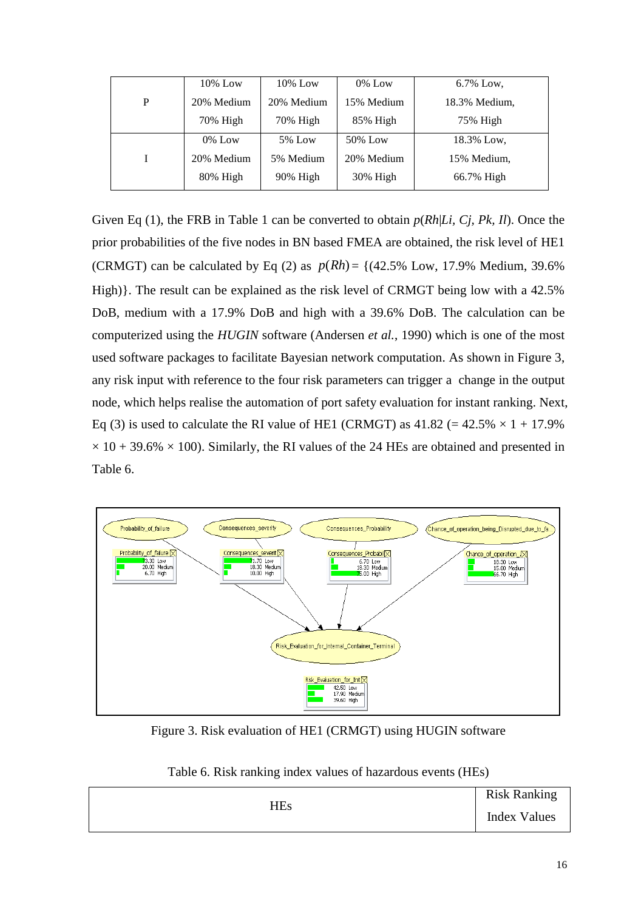| | | | | |
|---|---|---|---|---|
| P | 10% Low<br>20% Medium<br>70% High | 10% Low<br>20% Medium<br>70% High | 0% Low<br>15% Medium<br>85% High | 6.7% Low,<br>18.3% Medium,<br>75% High |
| I | 0% Low<br>20% Medium<br>80% High | 5% Low<br>5% Medium<br>90% High | 50% Low<br>20% Medium<br>30% High | 18.3% Low,<br>15% Medium,<br>66.7% High |

Given Eq (1), the FRB in Table 1 can be converted to obtain $p(Rh|Li, Cj, Pk, Il)$. Once the prior probabilities of the five nodes in BN based FMEA are obtained, the risk level of HE1 (CRMGT) can be calculated by Eq (2) as $p(Rh) =$ {(42.5% Low, 17.9% Medium, 39.6% High)}. The result can be explained as the risk level of CRMGT being low with a 42.5% DoB, medium with a 17.9% DoB and high with a 39.6% DoB. The calculation can be computerized using the *HUGIN* software (Andersen *et al.*, 1990) which is one of the most used software packages to facilitate Bayesian network computation. As shown in Figure 3, any risk input with reference to the four risk parameters can trigger a change in the output node, which helps realise the automation of port safety evaluation for instant ranking. Next, Eq (3) is used to calculate the RI value of HE1 (CRMGT) as 41.82 (= 42.5% × 1 + 17.9% × 10 + 39.6% × 100). Similarly, the RI values of the 24 HEs are obtained and presented in Table 6.

Figure 3. Risk evaluation of HE1 (CRMGT) using HUGIN software

Table 6. Risk ranking index values of hazardous events (HEs)

| HEs | Risk Ranking Index Values |
|---|---|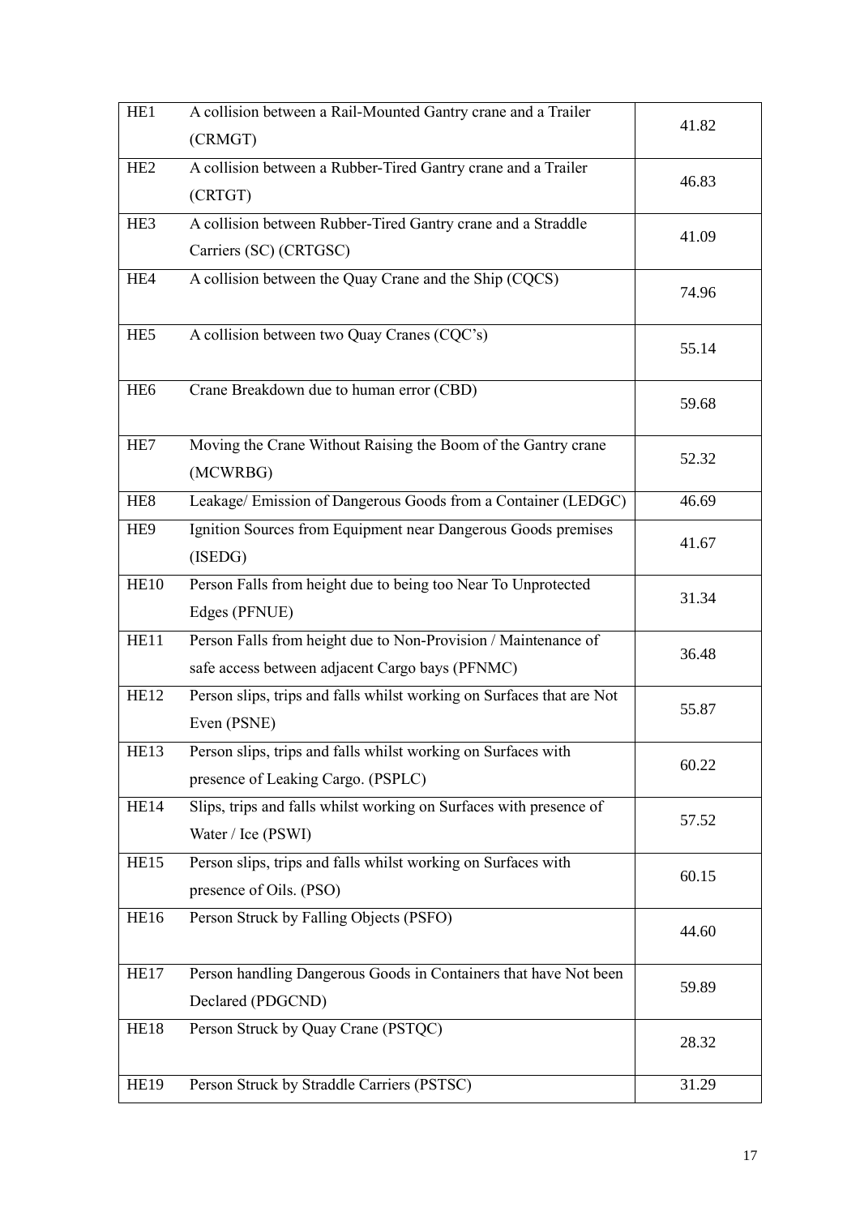| HE1 | A collision between a Rail-Mounted Gantry crane and a Trailer (CRMGT) | 41.82 |
|---|---|---|
| HE2 | A collision between a Rubber-Tired Gantry crane and a Trailer (CRTGT) | 46.83 |
| HE3 | A collision between Rubber-Tired Gantry crane and a Straddle Carriers (SC) (CRTGSC) | 41.09 |
| HE4 | A collision between the Quay Crane and the Ship (CQCS) | 74.96 |
| HE5 | A collision between two Quay Cranes (CQC's) | 55.14 |
| HE6 | Crane Breakdown due to human error (CBD) | 59.68 |
| HE7 | Moving the Crane Without Raising the Boom of the Gantry crane (MCWRBG) | 52.32 |
| HE8 | Leakage/ Emission of Dangerous Goods from a Container (LEDGC) | 46.69 |
| HE9 | Ignition Sources from Equipment near Dangerous Goods premises (ISEDG) | 41.67 |
| HE10 | Person Falls from height due to being too Near To Unprotected Edges (PFNUE) | 31.34 |
| HE11 | Person Falls from height due to Non-Provision / Maintenance of safe access between adjacent Cargo bays (PFNMC) | 36.48 |
| HE12 | Person slips, trips and falls whilst working on Surfaces that are Not Even (PSNE) | 55.87 |
| HE13 | Person slips, trips and falls whilst working on Surfaces with presence of Leaking Cargo. (PSPLC) | 60.22 |
| HE14 | Slips, trips and falls whilst working on Surfaces with presence of Water / Ice (PSWI) | 57.52 |
| HE15 | Person slips, trips and falls whilst working on Surfaces with presence of Oils. (PSO) | 60.15 |
| HE16 | Person Struck by Falling Objects (PSFO) | 44.60 |
| HE17 | Person handling Dangerous Goods in Containers that have Not been Declared (PDGCND) | 59.89 |
| HE18 | Person Struck by Quay Crane (PSTQC) | 28.32 |
| HE19 | Person Struck by Straddle Carriers (PSTSC) | 31.29 |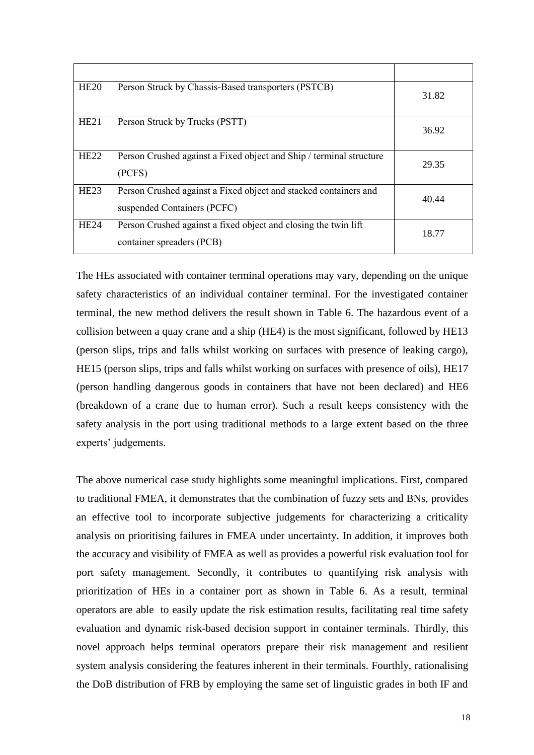| | | |
|---|---|---|
| HE20 | Person Struck by Chassis-Based transporters (PSTCB) | 31.82 |
| HE21 | Person Struck by Trucks (PSTT) | 36.92 |
| HE22 | Person Crushed against a Fixed object and Ship / terminal structure (PCFS) | 29.35 |
| HE23 | Person Crushed against a Fixed object and stacked containers and suspended Containers (PCFC) | 40.44 |
| HE24 | Person Crushed against a fixed object and closing the twin lift container spreaders (PCB) | 18.77 |

The HEs associated with container terminal operations may vary, depending on the unique safety characteristics of an individual container terminal. For the investigated container terminal, the new method delivers the result shown in Table 6. The hazardous event of a collision between a quay crane and a ship (HE4) is the most significant, followed by HE13 (person slips, trips and falls whilst working on surfaces with presence of leaking cargo), HE15 (person slips, trips and falls whilst working on surfaces with presence of oils), HE17 (person handling dangerous goods in containers that have not been declared) and HE6 (breakdown of a crane due to human error). Such a result keeps consistency with the safety analysis in the port using traditional methods to a large extent based on the three experts' judgements.

The above numerical case study highlights some meaningful implications. First, compared to traditional FMEA, it demonstrates that the combination of fuzzy sets and BNs, provides an effective tool to incorporate subjective judgements for characterizing a criticality analysis on prioritising failures in FMEA under uncertainty. In addition, it improves both the accuracy and visibility of FMEA as well as provides a powerful risk evaluation tool for port safety management. Secondly, it contributes to quantifying risk analysis with prioritization of HEs in a container port as shown in Table 6. As a result, terminal operators are able to easily update the risk estimation results, facilitating real time safety evaluation and dynamic risk-based decision support in container terminals. Thirdly, this novel approach helps terminal operators prepare their risk management and resilient system analysis considering the features inherent in their terminals. Fourthly, rationalising the DoB distribution of FRB by employing the same set of linguistic grades in both IF and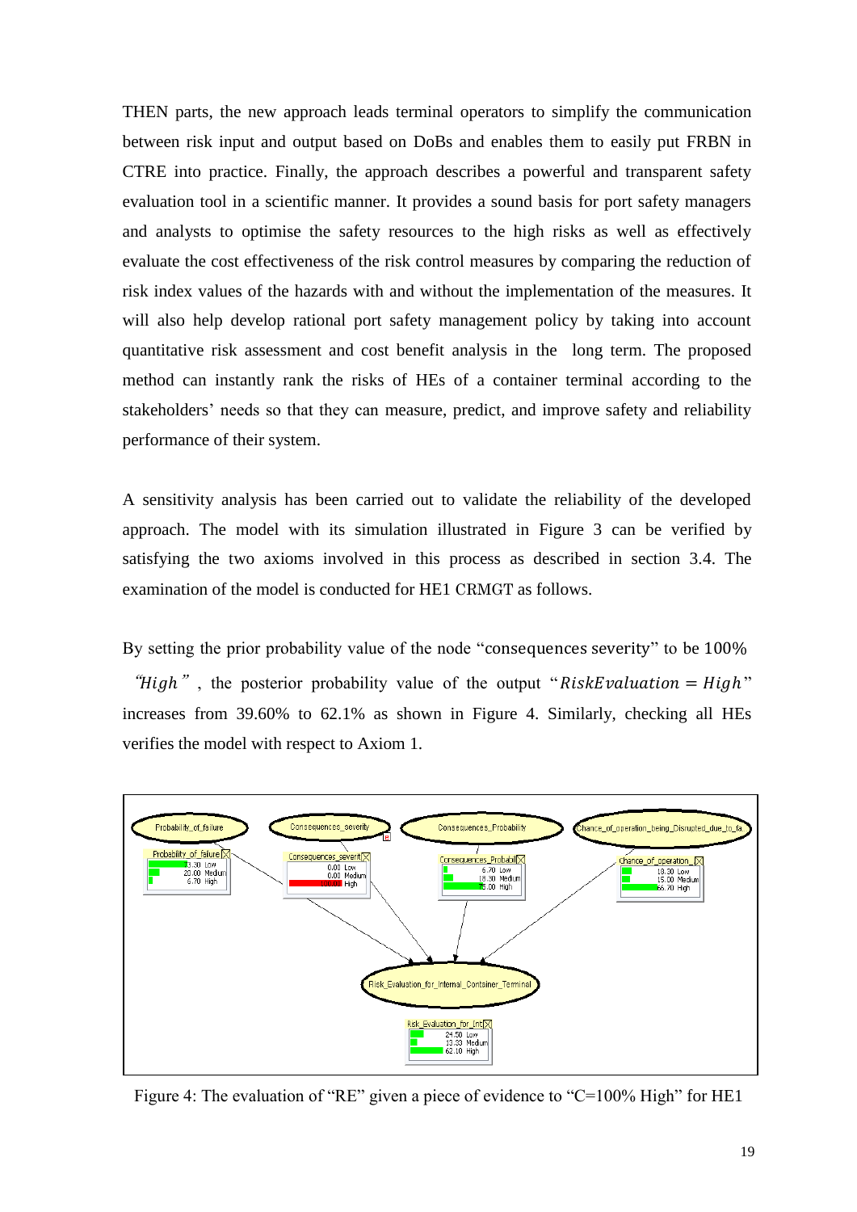THEN parts, the new approach leads terminal operators to simplify the communication between risk input and output based on DoBs and enables them to easily put FRBN in CTRE into practice. Finally, the approach describes a powerful and transparent safety evaluation tool in a scientific manner. It provides a sound basis for port safety managers and analysts to optimise the safety resources to the high risks as well as effectively evaluate the cost effectiveness of the risk control measures by comparing the reduction of risk index values of the hazards with and without the implementation of the measures. It will also help develop rational port safety management policy by taking into account quantitative risk assessment and cost benefit analysis in the long term. The proposed method can instantly rank the risks of HEs of a container terminal according to the stakeholders' needs so that they can measure, predict, and improve safety and reliability performance of their system.

A sensitivity analysis has been carried out to validate the reliability of the developed approach. The model with its simulation illustrated in Figure 3 can be verified by satisfying the two axioms involved in this process as described in section 3.4. The examination of the model is conducted for HE1 CRMGT as follows.

By setting the prior probability value of the node "consequences severity" to be 100% "$High$", the posterior probability value of the output "$RiskEvaluation = High$" increases from 39.60% to 62.1% as shown in Figure 4. Similarly, checking all HEs verifies the model with respect to Axiom 1.

Figure 4: The evaluation of "RE" given a piece of evidence to "C=100% High" for HE1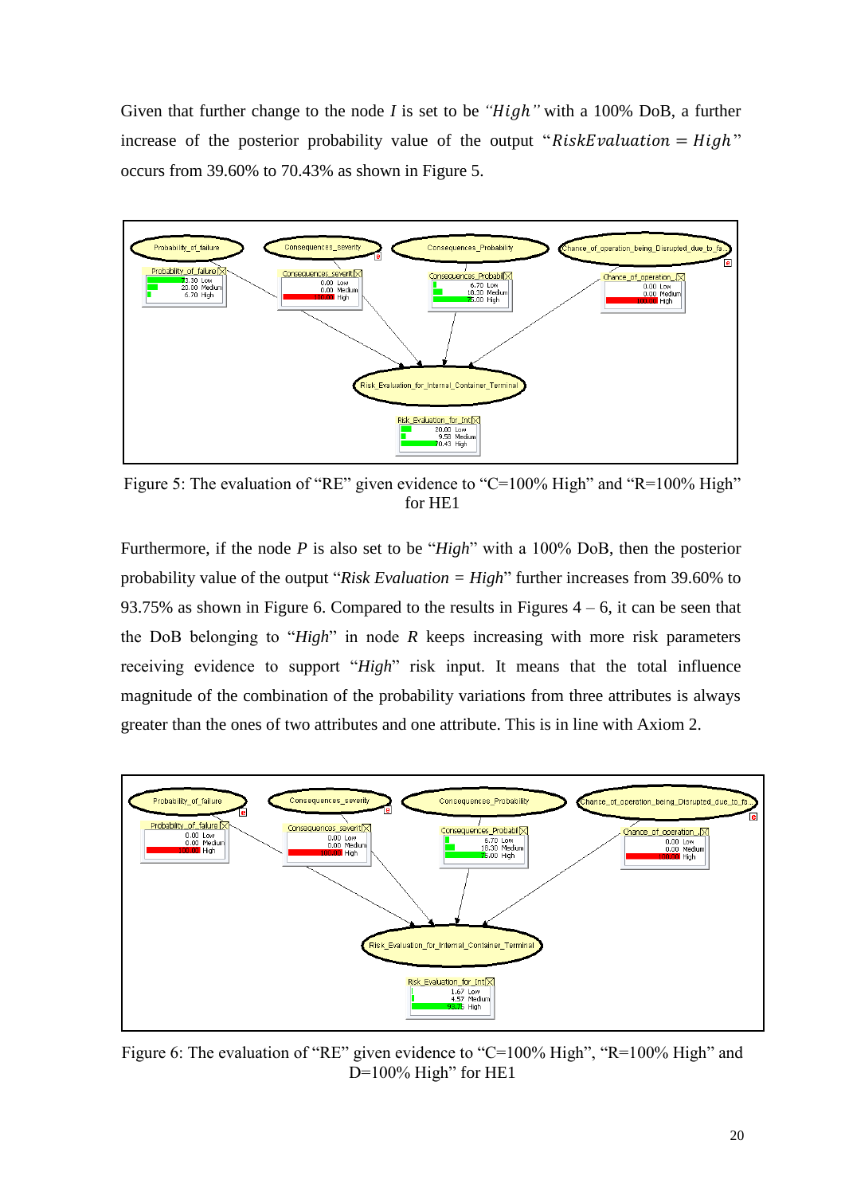Given that further change to the node $I$ is set to be *"$High$"* with a 100% DoB, a further increase of the posterior probability value of the output "$RiskEvaluation = High$" occurs from 39.60% to 70.43% as shown in Figure 5.

Figure 5: The evaluation of "RE" given evidence to "C=100% High" and "R=100% High" for HE1

Furthermore, if the node $P$ is also set to be "*High*" with a 100% DoB, then the posterior probability value of the output "*Risk Evaluation = High*" further increases from 39.60% to 93.75% as shown in Figure 6. Compared to the results in Figures 4 – 6, it can be seen that the DoB belonging to "*High*" in node $R$ keeps increasing with more risk parameters receiving evidence to support "*High*" risk input. It means that the total influence magnitude of the combination of the probability variations from three attributes is always greater than the ones of two attributes and one attribute. This is in line with Axiom 2.

Figure 6: The evaluation of "RE" given evidence to "C=100% High", "R=100% High" and D=100% High" for HE1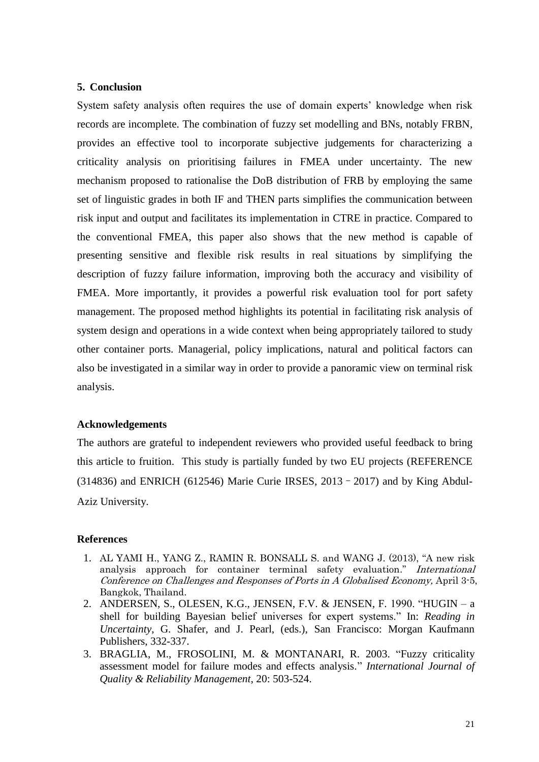## 5. Conclusion

System safety analysis often requires the use of domain experts' knowledge when risk records are incomplete. The combination of fuzzy set modelling and BNs, notably FRBN, provides an effective tool to incorporate subjective judgements for characterizing a criticality analysis on prioritising failures in FMEA under uncertainty. The new mechanism proposed to rationalise the DoB distribution of FRB by employing the same set of linguistic grades in both IF and THEN parts simplifies the communication between risk input and output and facilitates its implementation in CTRE in practice. Compared to the conventional FMEA, this paper also shows that the new method is capable of presenting sensitive and flexible risk results in real situations by simplifying the description of fuzzy failure information, improving both the accuracy and visibility of FMEA. More importantly, it provides a powerful risk evaluation tool for port safety management. The proposed method highlights its potential in facilitating risk analysis of system design and operations in a wide context when being appropriately tailored to study other container ports. Managerial, policy implications, natural and political factors can also be investigated in a similar way in order to provide a panoramic view on terminal risk analysis.

## Acknowledgements

The authors are grateful to independent reviewers who provided useful feedback to bring this article to fruition. This study is partially funded by two EU projects (REFERENCE (314836) and ENRICH (612546) Marie Curie IRSES, 2013 – 2017) and by King Abdul-Aziz University.

## References

1. AL YAMI H., YANG Z., RAMIN R. BONSALL S. and WANG J. (2013), "A new risk analysis approach for container terminal safety evaluation." *International Conference on Challenges and Responses of Ports in A Globalised Economy,* April 3-5, Bangkok, Thailand.
2. ANDERSEN, S., OLESEN, K.G., JENSEN, F.V. & JENSEN, F. 1990. "HUGIN – a shell for building Bayesian belief universes for expert systems." In: *Reading in Uncertainty*, G. Shafer, and J. Pearl, (eds.), San Francisco: Morgan Kaufmann Publishers, 332-337.
3. BRAGLIA, M., FROSOLINI, M. & MONTANARI, R. 2003. "Fuzzy criticality assessment model for failure modes and effects analysis." *International Journal of Quality & Reliability Management*, 20: 503-524.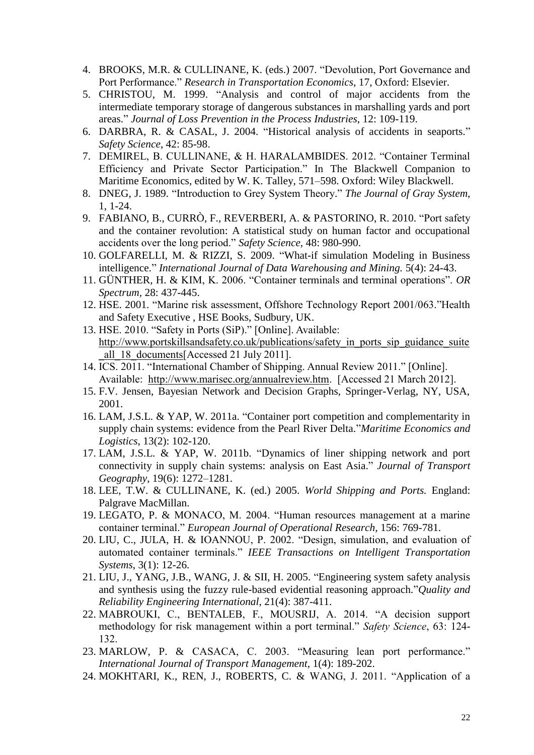4. BROOKS, M.R. & CULLINANE, K. (eds.) 2007. "Devolution, Port Governance and Port Performance." *Research in Transportation Economics*, 17, Oxford: Elsevier.
5. CHRISTOU, M. 1999. "Analysis and control of major accidents from the intermediate temporary storage of dangerous substances in marshalling yards and port areas." *Journal of Loss Prevention in the Process Industries*, 12: 109-119.
6. DARBRA, R. & CASAL, J. 2004. "Historical analysis of accidents in seaports." *Safety Science*, 42: 85-98.
7. DEMIREL, B. CULLINANE, & H. HARALAMBIDES. 2012. "Container Terminal Efficiency and Private Sector Participation." In The Blackwell Companion to Maritime Economics, edited by W. K. Talley, 571–598. Oxford: Wiley Blackwell.
8. DNEG, J. 1989. "Introduction to Grey System Theory." *The Journal of Gray System*, 1, 1-24.
9. FABIANO, B., CURRÒ, F., REVERBERI, A. & PASTORINO, R. 2010. "Port safety and the container revolution: A statistical study on human factor and occupational accidents over the long period." *Safety Science*, 48: 980-990.
10. GOLFARELLI, M. & RIZZI, S. 2009. "What-if simulation Modeling in Business intelligence." *International Journal of Data Warehousing and Mining.* 5(4): 24-43.
11. GÜNTHER, H. & KIM, K. 2006. "Container terminals and terminal operations". *OR Spectrum*, 28: 437-445.
12. HSE. 2001. "Marine risk assessment, Offshore Technology Report 2001/063."Health and Safety Executive , HSE Books, Sudbury, UK.
13. HSE. 2010. "Safety in Ports (SiP)." [Online]. Available: http://www.portskillsandsafety.co.uk/publications/safety_in_ports_sip_guidance_suite_all_18_documents[Accessed 21 July 2011].
14. ICS. 2011. "International Chamber of Shipping. Annual Review 2011." [Online]. Available: http://www.marisec.org/annualreview.htm. [Accessed 21 March 2012].
15. F.V. Jensen, Bayesian Network and Decision Graphs, Springer-Verlag, NY, USA, 2001.
16. LAM, J.S.L. & YAP, W. 2011a. "Container port competition and complementarity in supply chain systems: evidence from the Pearl River Delta."*Maritime Economics and Logistics*, 13(2): 102-120.
17. LAM, J.S.L. & YAP, W. 2011b. "Dynamics of liner shipping network and port connectivity in supply chain systems: analysis on East Asia." *Journal of Transport Geography*, 19(6): 1272–1281.
18. LEE, T.W. & CULLINANE, K. (ed.) 2005. *World Shipping and Ports.* England: Palgrave MacMillan.
19. LEGATO, P. & MONACO, M. 2004. "Human resources management at a marine container terminal." *European Journal of Operational Research,* 156: 769-781.
20. LIU, C., JULA, H. & IOANNOU, P. 2002. "Design, simulation, and evaluation of automated container terminals." *IEEE Transactions on Intelligent Transportation Systems*, 3(1): 12-26.
21. LIU, J., YANG, J.B., WANG, J. & SII, H. 2005. "Engineering system safety analysis and synthesis using the fuzzy rule-based evidential reasoning approach."*Quality and Reliability Engineering International*, 21(4): 387-411.
22. MABROUKI, C., BENTALEB, F., MOUSRIJ, A. 2014. "A decision support methodology for risk management within a port terminal." *Safety Science*, 63: 124-132.
23. MARLOW, P. & CASACA, C. 2003. "Measuring lean port performance." *International Journal of Transport Management*, 1(4): 189-202.
24. MOKHTARI, K., REN, J., ROBERTS, C. & WANG, J. 2011. "Application of a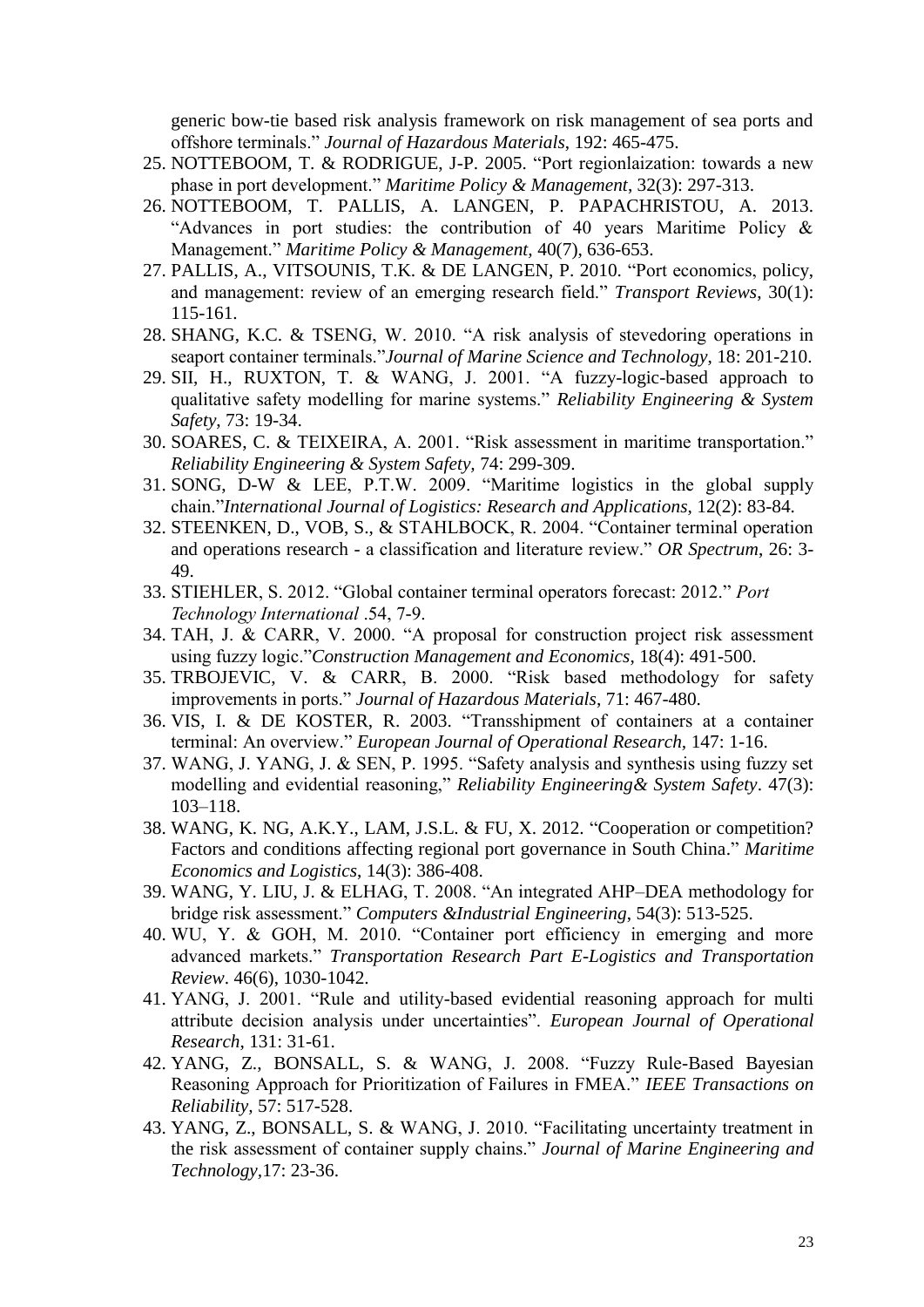generic bow-tie based risk analysis framework on risk management of sea ports and offshore terminals." *Journal of Hazardous Materials*, 192: 465-475.

25. NOTTEBOOM, T. & RODRIGUE, J-P. 2005. "Port regionlaization: towards a new phase in port development." *Maritime Policy & Management*, 32(3): 297-313.
26. NOTTEBOOM, T. PALLIS, A. LANGEN, P. PAPACHRISTOU, A. 2013. "Advances in port studies: the contribution of 40 years Maritime Policy & Management." *Maritime Policy & Management*, 40(7), 636-653.
27. PALLIS, A., VITSOUNIS, T.K. & DE LANGEN, P. 2010. "Port economics, policy, and management: review of an emerging research field." *Transport Reviews*, 30(1): 115-161.
28. SHANG, K.C. & TSENG, W. 2010. "A risk analysis of stevedoring operations in seaport container terminals."*Journal of Marine Science and Technology*, 18: 201-210.
29. SII, H., RUXTON, T. & WANG, J. 2001. "A fuzzy-logic-based approach to qualitative safety modelling for marine systems." *Reliability Engineering & System Safety*, 73: 19-34.
30. SOARES, C. & TEIXEIRA, A. 2001. "Risk assessment in maritime transportation." *Reliability Engineering & System Safety,* 74: 299-309.
31. SONG, D-W & LEE, P.T.W. 2009. "Maritime logistics in the global supply chain."*International Journal of Logistics: Research and Applications,* 12(2): 83-84.
32. STEENKEN, D., VOB, S., & STAHLBOCK, R. 2004. "Container terminal operation and operations research - a classification and literature review." *OR Spectrum*, 26: 3-49.
33. STIEHLER, S. 2012. "Global container terminal operators forecast: 2012." *Port Technology International* .54, 7-9.
34. TAH, J. & CARR, V. 2000. "A proposal for construction project risk assessment using fuzzy logic."*Construction Management and Economics*, 18(4): 491-500.
35. TRBOJEVIC, V. & CARR, B. 2000. "Risk based methodology for safety improvements in ports." *Journal of Hazardous Materials*, 71: 467-480.
36. VIS, I. & DE KOSTER, R. 2003. "Transshipment of containers at a container terminal: An overview." *European Journal of Operational Research*, 147: 1-16.
37. WANG, J. YANG, J. & SEN, P. 1995. "Safety analysis and synthesis using fuzzy set modelling and evidential reasoning," *Reliability Engineering& System Safety*. 47(3): 103–118.
38. WANG, K. NG, A.K.Y., LAM, J.S.L. & FU, X. 2012. "Cooperation or competition? Factors and conditions affecting regional port governance in South China." *Maritime Economics and Logistics*, 14(3): 386-408.
39. WANG, Y. LIU, J. & ELHAG, T. 2008. "An integrated AHP–DEA methodology for bridge risk assessment." *Computers &Industrial Engineering*, 54(3): 513-525.
40. WU, Y. & GOH, M. 2010. "Container port efficiency in emerging and more advanced markets." *Transportation Research Part E-Logistics and Transportation Review*. 46(6), 1030-1042.
41. YANG, J. 2001. "Rule and utility-based evidential reasoning approach for multi attribute decision analysis under uncertainties". *European Journal of Operational Research*, 131: 31-61.
42. YANG, Z., BONSALL, S. & WANG, J. 2008. "Fuzzy Rule-Based Bayesian Reasoning Approach for Prioritization of Failures in FMEA." *IEEE Transactions on Reliability,* 57: 517-528.
43. YANG, Z., BONSALL, S. & WANG, J. 2010. "Facilitating uncertainty treatment in the risk assessment of container supply chains." *Journal of Marine Engineering and Technology*,17: 23-36.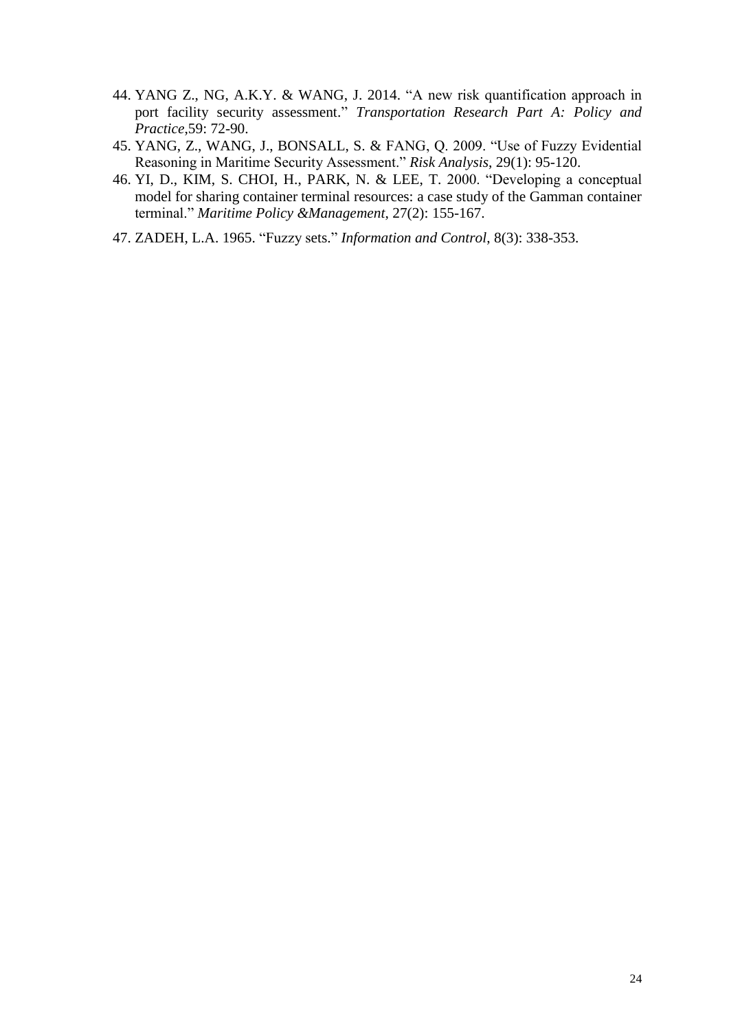44. YANG Z., NG, A.K.Y. & WANG, J. 2014. "A new risk quantification approach in port facility security assessment." *Transportation Research Part A: Policy and Practice*,59: 72-90.
45. YANG, Z., WANG, J., BONSALL, S. & FANG, Q. 2009. "Use of Fuzzy Evidential Reasoning in Maritime Security Assessment." *Risk Analysis*, 29(1): 95-120.
46. YI, D., KIM, S. CHOI, H., PARK, N. & LEE, T. 2000. "Developing a conceptual model for sharing container terminal resources: a case study of the Gamman container terminal." *Maritime Policy &Management*, 27(2): 155-167.
47. ZADEH, L.A. 1965. "Fuzzy sets." *Information and Control*, 8(3): 338-353.